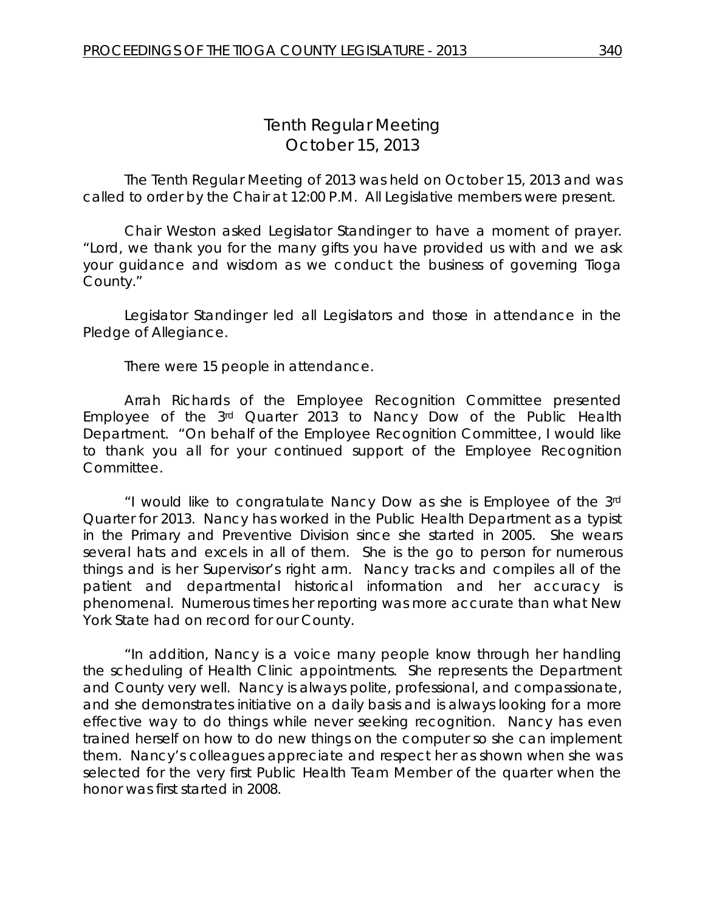# Tenth Regular Meeting
## October 15, 2013

The Tenth Regular Meeting of 2013 was held on October 15, 2013 and was called to order by the Chair at 12:00 P.M. All Legislative members were present.

Chair Weston asked Legislator Standinger to have a moment of prayer. "Lord, we thank you for the many gifts you have provided us with and we ask your guidance and wisdom as we conduct the business of governing Tioga County."

Legislator Standinger led all Legislators and those in attendance in the Pledge of Allegiance.

There were 15 people in attendance.

Arrah Richards of the Employee Recognition Committee presented Employee of the 3rd Quarter 2013 to Nancy Dow of the Public Health Department. "On behalf of the Employee Recognition Committee, I would like to thank you all for your continued support of the Employee Recognition Committee.

"I would like to congratulate Nancy Dow as she is Employee of the 3rd Quarter for 2013. Nancy has worked in the Public Health Department as a typist in the Primary and Preventive Division since she started in 2005. She wears several hats and excels in all of them. She is the go to person for numerous things and is her Supervisor's right arm. Nancy tracks and compiles all of the patient and departmental historical information and her accuracy is phenomenal. Numerous times her reporting was more accurate than what New York State had on record for our County.

"In addition, Nancy is a voice many people know through her handling the scheduling of Health Clinic appointments. She represents the Department and County very well. Nancy is always polite, professional, and compassionate, and she demonstrates initiative on a daily basis and is always looking for a more effective way to do things while never seeking recognition. Nancy has even trained herself on how to do new things on the computer so she can implement them. Nancy's colleagues appreciate and respect her as shown when she was selected for the very first Public Health Team Member of the quarter when the honor was first started in 2008.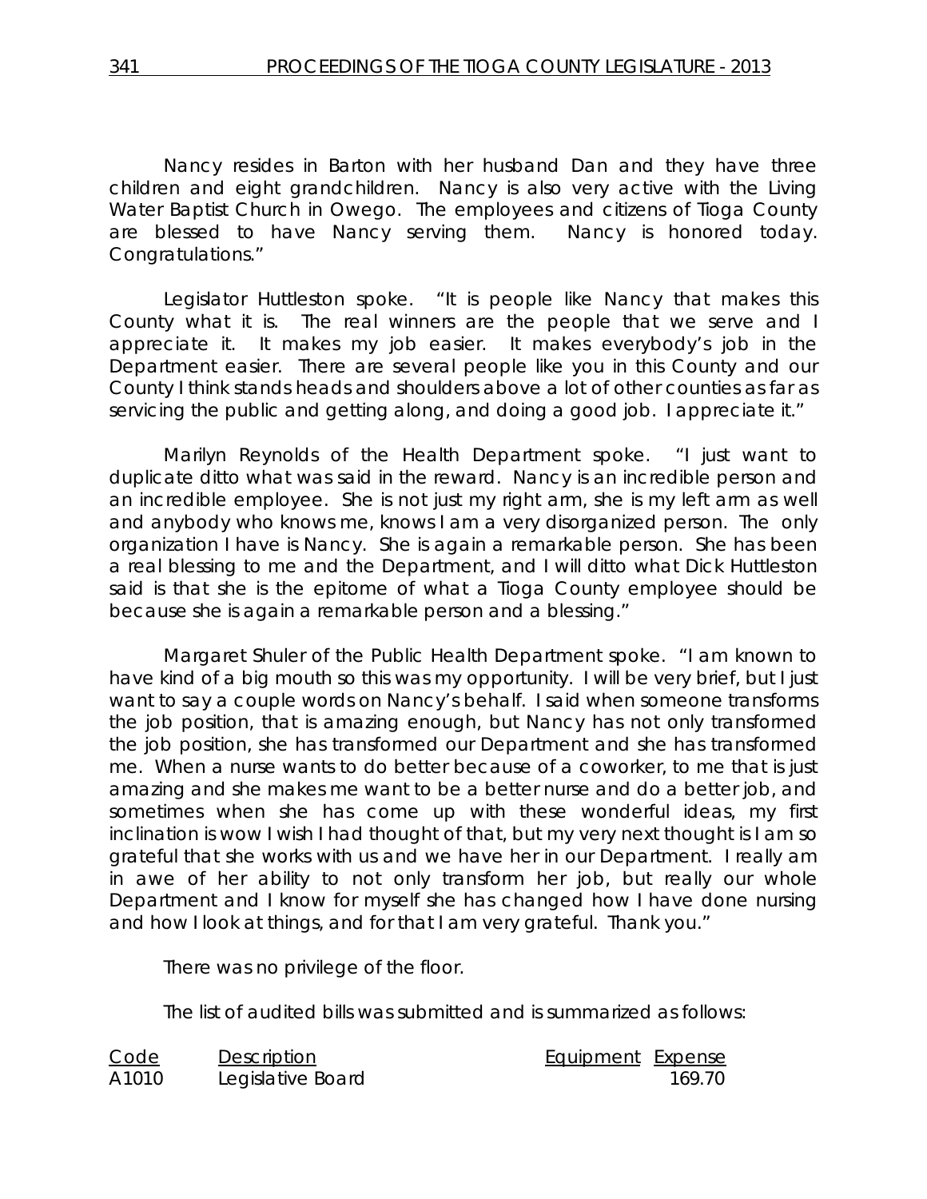Nancy resides in Barton with her husband Dan and they have three children and eight grandchildren. Nancy is also very active with the Living Water Baptist Church in Owego. The employees and citizens of Tioga County are blessed to have Nancy serving them. Nancy is honored today. Congratulations."

Legislator Huttleston spoke. "It is people like Nancy that makes this County what it is. The real winners are the people that we serve and I appreciate it. It makes my job easier. It makes everybody's job in the Department easier. There are several people like you in this County and our County I think stands heads and shoulders above a lot of other counties as far as servicing the public and getting along, and doing a good job. I appreciate it."

Marilyn Reynolds of the Health Department spoke. "I just want to duplicate ditto what was said in the reward. Nancy is an incredible person and an incredible employee. She is not just my right arm, she is my left arm as well and anybody who knows me, knows I am a very disorganized person. The only organization I have is Nancy. She is again a remarkable person. She has been a real blessing to me and the Department, and I will ditto what Dick Huttleston said is that she is the epitome of what a Tioga County employee should be because she is again a remarkable person and a blessing."

Margaret Shuler of the Public Health Department spoke. "I am known to have kind of a big mouth so this was my opportunity. I will be very brief, but I just want to say a couple words on Nancy's behalf. I said when someone transforms the job position, that is amazing enough, but Nancy has not only transformed the job position, she has transformed our Department and she has transformed me. When a nurse wants to do better because of a coworker, to me that is just amazing and she makes me want to be a better nurse and do a better job, and sometimes when she has come up with these wonderful ideas, my first inclination is wow I wish I had thought of that, but my very next thought is I am so grateful that she works with us and we have her in our Department. I really am in awe of her ability to not only transform her job, but really our whole Department and I know for myself she has changed how I have done nursing and how I look at things, and for that I am very grateful. Thank you."

There was no privilege of the floor.

The list of audited bills was submitted and is summarized as follows:

| Code | Description | Equipment | Expense |
|---|---|---|---|
| A1010 | Legislative Board | | 169.70 |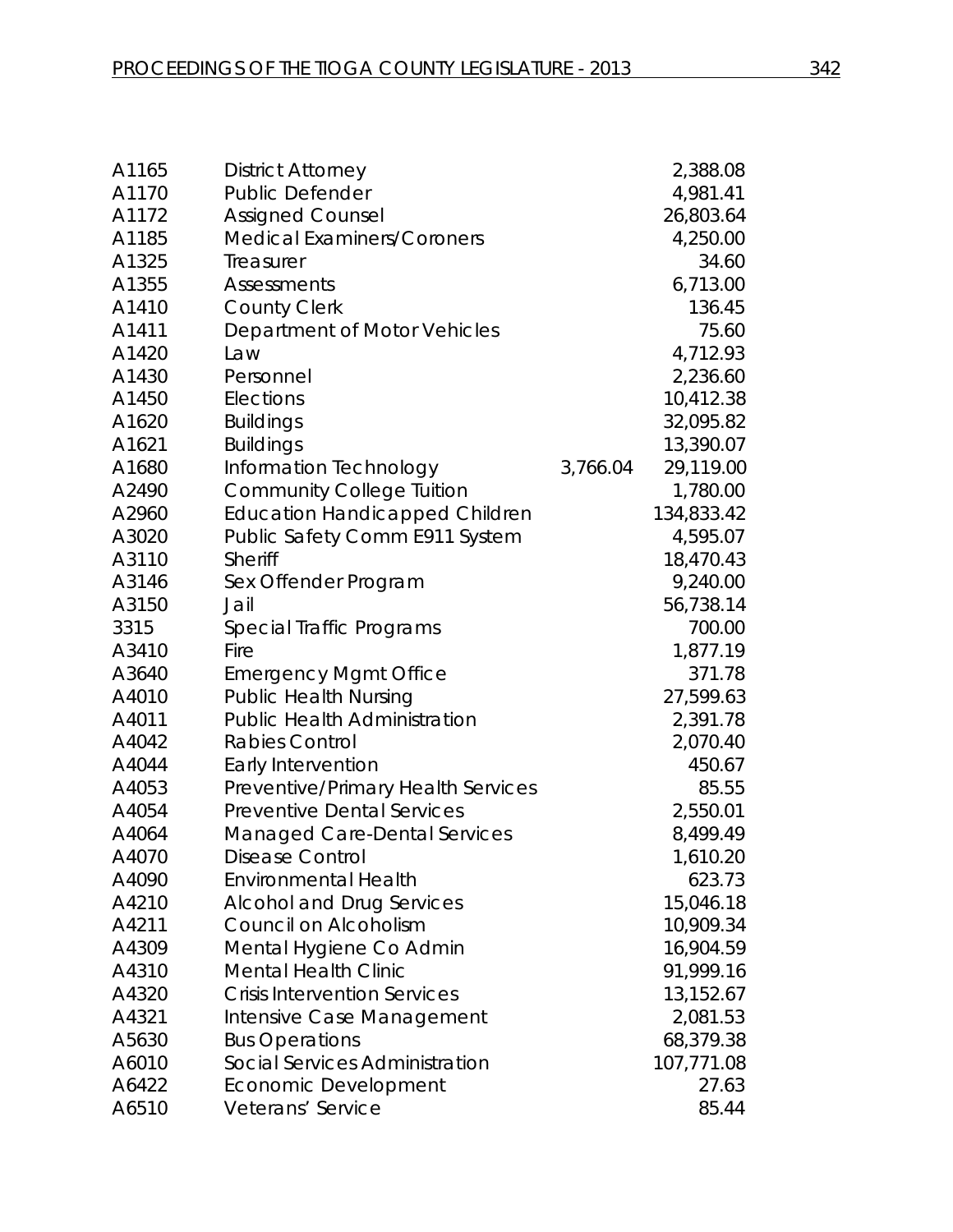| | | | |
|---|---|---|---|
| A1165 | District Attorney | | 2,388.08 |
| A1170 | Public Defender | | 4,981.41 |
| A1172 | Assigned Counsel | | 26,803.64 |
| A1185 | Medical Examiners/Coroners | | 4,250.00 |
| A1325 | Treasurer | | 34.60 |
| A1355 | Assessments | | 6,713.00 |
| A1410 | County Clerk | | 136.45 |
| A1411 | Department of Motor Vehicles | | 75.60 |
| A1420 | Law | | 4,712.93 |
| A1430 | Personnel | | 2,236.60 |
| A1450 | Elections | | 10,412.38 |
| A1620 | Buildings | | 32,095.82 |
| A1621 | Buildings | | 13,390.07 |
| A1680 | Information Technology | 3,766.04 | 29,119.00 |
| A2490 | Community College Tuition | | 1,780.00 |
| A2960 | Education Handicapped Children | | 134,833.42 |
| A3020 | Public Safety Comm E911 System | | 4,595.07 |
| A3110 | Sheriff | | 18,470.43 |
| A3146 | Sex Offender Program | | 9,240.00 |
| A3150 | Jail | | 56,738.14 |
| 3315 | Special Traffic Programs | | 700.00 |
| A3410 | Fire | | 1,877.19 |
| A3640 | Emergency Mgmt Office | | 371.78 |
| A4010 | Public Health Nursing | | 27,599.63 |
| A4011 | Public Health Administration | | 2,391.78 |
| A4042 | Rabies Control | | 2,070.40 |
| A4044 | Early Intervention | | 450.67 |
| A4053 | Preventive/Primary Health Services | | 85.55 |
| A4054 | Preventive Dental Services | | 2,550.01 |
| A4064 | Managed Care-Dental Services | | 8,499.49 |
| A4070 | Disease Control | | 1,610.20 |
| A4090 | Environmental Health | | 623.73 |
| A4210 | Alcohol and Drug Services | | 15,046.18 |
| A4211 | Council on Alcoholism | | 10,909.34 |
| A4309 | Mental Hygiene Co Admin | | 16,904.59 |
| A4310 | Mental Health Clinic | | 91,999.16 |
| A4320 | Crisis Intervention Services | | 13,152.67 |
| A4321 | Intensive Case Management | | 2,081.53 |
| A5630 | Bus Operations | | 68,379.38 |
| A6010 | Social Services Administration | | 107,771.08 |
| A6422 | Economic Development | | 27.63 |
| A6510 | Veterans' Service | | 85.44 |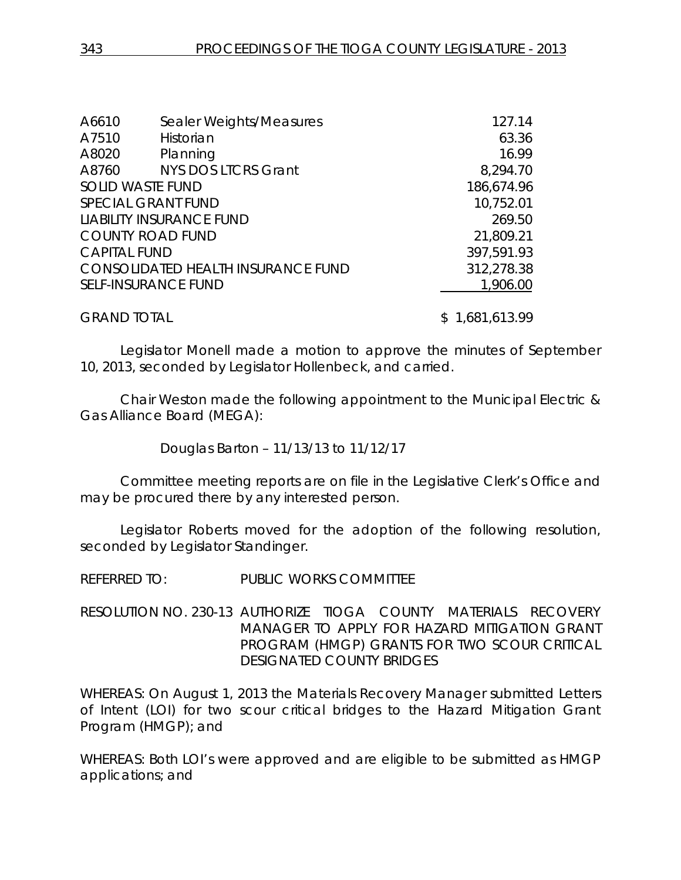| | | |
|---|---|---|
| A6610 | Sealer Weights/Measures | 127.14 |
| A7510 | Historian | 63.36 |
| A8020 | Planning | 16.99 |
| A8760 | NYS DOS LTCRS Grant | 8,294.70 |
| SOLID WASTE FUND | | 186,674.96 |
| SPECIAL GRANT FUND | | 10,752.01 |
| LIABILITY INSURANCE FUND | | 269.50 |
| COUNTY ROAD FUND | | 21,809.21 |
| CAPITAL FUND | | 397,591.93 |
| CONSOLIDATED HEALTH INSURANCE FUND | | 312,278.38 |
| SELF-INSURANCE FUND | | 1,906.00 |
| GRAND TOTAL | | $ 1,681,613.99 |

Legislator Monell made a motion to approve the minutes of September 10, 2013, seconded by Legislator Hollenbeck, and carried.

Chair Weston made the following appointment to the Municipal Electric & Gas Alliance Board (MEGA):

Douglas Barton – 11/13/13 to 11/12/17

Committee meeting reports are on file in the Legislative Clerk's Office and may be procured there by any interested person.

Legislator Roberts moved for the adoption of the following resolution, seconded by Legislator Standinger.

REFERRED TO: PUBLIC WORKS COMMITTEE

RESOLUTION NO. 230-13 AUTHORIZE TIOGA COUNTY MATERIALS RECOVERY MANAGER TO APPLY FOR HAZARD MITIGATION GRANT PROGRAM (HMGP) GRANTS FOR TWO SCOUR CRITICAL DESIGNATED COUNTY BRIDGES

WHEREAS: On August 1, 2013 the Materials Recovery Manager submitted Letters of Intent (LOI) for two scour critical bridges to the Hazard Mitigation Grant Program (HMGP); and

WHEREAS: Both LOI's were approved and are eligible to be submitted as HMGP applications; and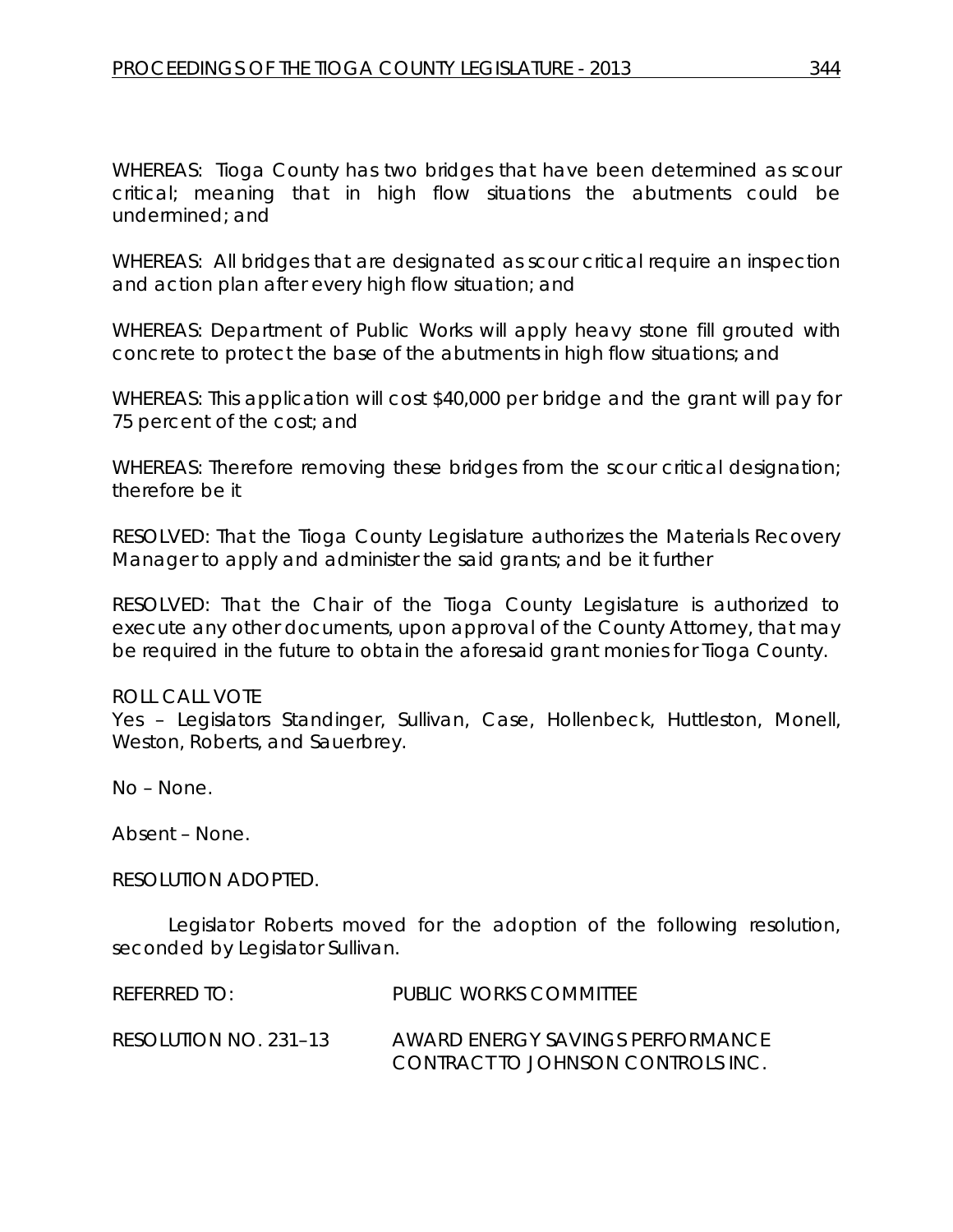WHEREAS: Tioga County has two bridges that have been determined as scour critical; meaning that in high flow situations the abutments could be undermined; and

WHEREAS: All bridges that are designated as scour critical require an inspection and action plan after every high flow situation; and

WHEREAS: Department of Public Works will apply heavy stone fill grouted with concrete to protect the base of the abutments in high flow situations; and

WHEREAS: This application will cost $40,000 per bridge and the grant will pay for 75 percent of the cost; and

WHEREAS: Therefore removing these bridges from the scour critical designation; therefore be it

RESOLVED: That the Tioga County Legislature authorizes the Materials Recovery Manager to apply and administer the said grants; and be it further

RESOLVED: That the Chair of the Tioga County Legislature is authorized to execute any other documents, upon approval of the County Attorney, that may be required in the future to obtain the aforesaid grant monies for Tioga County.

ROLL CALL VOTE
Yes – Legislators Standinger, Sullivan, Case, Hollenbeck, Huttleston, Monell, Weston, Roberts, and Sauerbrey.

No – None.

Absent – None.

RESOLUTION ADOPTED.

Legislator Roberts moved for the adoption of the following resolution, seconded by Legislator Sullivan.

REFERRED TO: PUBLIC WORKS COMMITTEE

RESOLUTION NO. 231–13 AWARD ENERGY SAVINGS PERFORMANCE CONTRACT TO JOHNSON CONTROLS INC.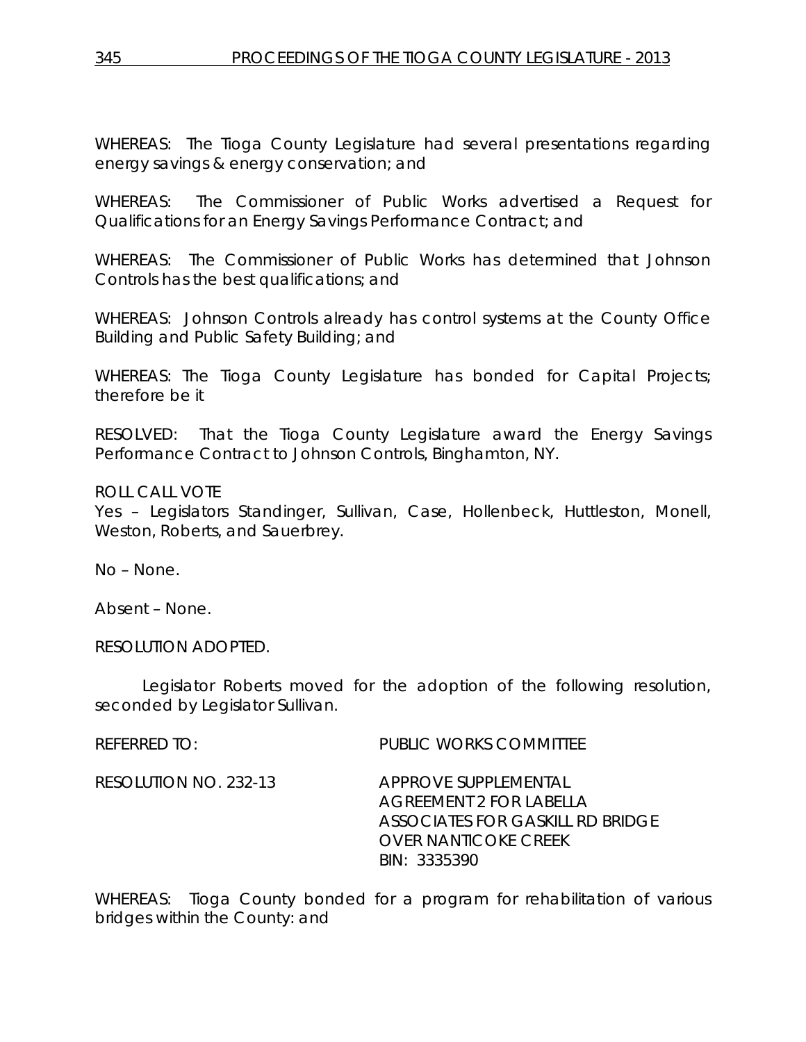WHEREAS: The Tioga County Legislature had several presentations regarding energy savings & energy conservation; and

WHEREAS: The Commissioner of Public Works advertised a Request for Qualifications for an Energy Savings Performance Contract; and

WHEREAS: The Commissioner of Public Works has determined that Johnson Controls has the best qualifications; and

WHEREAS: Johnson Controls already has control systems at the County Office Building and Public Safety Building; and

WHEREAS: The Tioga County Legislature has bonded for Capital Projects; therefore be it

RESOLVED: That the Tioga County Legislature award the Energy Savings Performance Contract to Johnson Controls, Binghamton, NY.

ROLL CALL VOTE
Yes – Legislators Standinger, Sullivan, Case, Hollenbeck, Huttleston, Monell, Weston, Roberts, and Sauerbrey.

No – None.

Absent – None.

RESOLUTION ADOPTED.

Legislator Roberts moved for the adoption of the following resolution, seconded by Legislator Sullivan.

REFERRED TO: PUBLIC WORKS COMMITTEE

RESOLUTION NO. 232-13 APPROVE SUPPLEMENTAL AGREEMENT 2 FOR LABELLA ASSOCIATES FOR GASKILL RD BRIDGE OVER NANTICOKE CREEK BIN: 3335390

WHEREAS: Tioga County bonded for a program for rehabilitation of various bridges within the County: and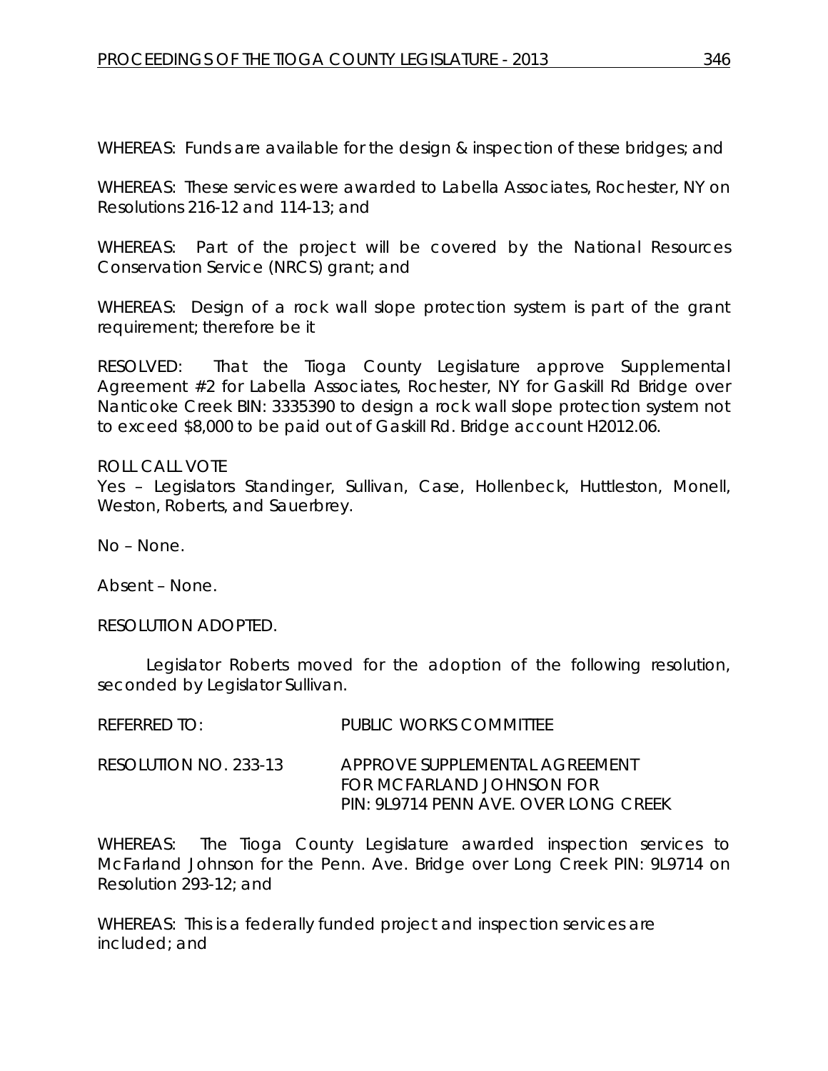WHEREAS: Funds are available for the design & inspection of these bridges; and

WHEREAS: These services were awarded to Labella Associates, Rochester, NY on Resolutions 216-12 and 114-13; and

WHEREAS: Part of the project will be covered by the National Resources Conservation Service (NRCS) grant; and

WHEREAS: Design of a rock wall slope protection system is part of the grant requirement; therefore be it

RESOLVED: That the Tioga County Legislature approve Supplemental Agreement #2 for Labella Associates, Rochester, NY for Gaskill Rd Bridge over Nanticoke Creek BIN: 3335390 to design a rock wall slope protection system not to exceed $8,000 to be paid out of Gaskill Rd. Bridge account H2012.06.

ROLL CALL VOTE
Yes – Legislators Standinger, Sullivan, Case, Hollenbeck, Huttleston, Monell, Weston, Roberts, and Sauerbrey.

No – None.

Absent – None.

RESOLUTION ADOPTED.

Legislator Roberts moved for the adoption of the following resolution, seconded by Legislator Sullivan.

REFERRED TO: PUBLIC WORKS COMMITTEE

RESOLUTION NO. 233-13 APPROVE SUPPLEMENTAL AGREEMENT FOR MCFARLAND JOHNSON FOR PIN: 9L9714 PENN AVE. OVER LONG CREEK

WHEREAS: The Tioga County Legislature awarded inspection services to McFarland Johnson for the Penn. Ave. Bridge over Long Creek PIN: 9L9714 on Resolution 293-12; and

WHEREAS: This is a federally funded project and inspection services are included; and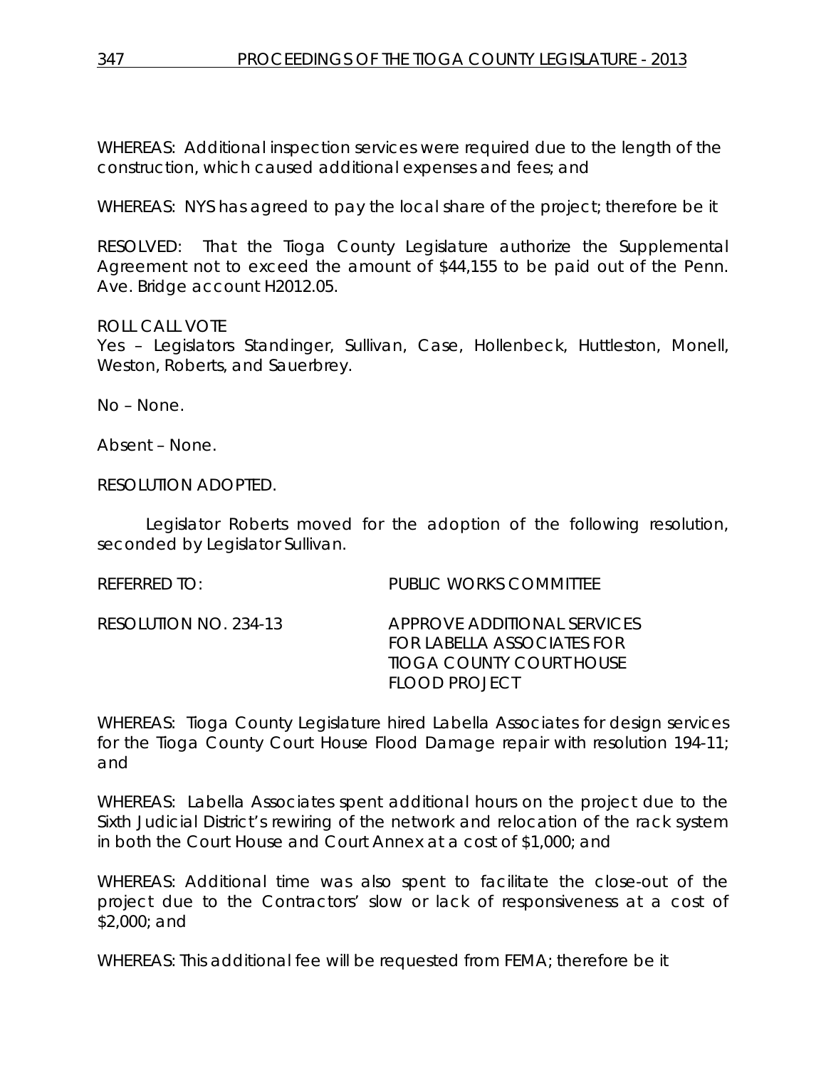WHEREAS: Additional inspection services were required due to the length of the construction, which caused additional expenses and fees; and

WHEREAS: NYS has agreed to pay the local share of the project; therefore be it

RESOLVED: That the Tioga County Legislature authorize the Supplemental Agreement not to exceed the amount of $44,155 to be paid out of the Penn. Ave. Bridge account H2012.05.

ROLL CALL VOTE
Yes – Legislators Standinger, Sullivan, Case, Hollenbeck, Huttleston, Monell, Weston, Roberts, and Sauerbrey.

No – None.

Absent – None.

RESOLUTION ADOPTED.

Legislator Roberts moved for the adoption of the following resolution, seconded by Legislator Sullivan.

REFERRED TO: PUBLIC WORKS COMMITTEE

RESOLUTION NO. 234-13 APPROVE ADDITIONAL SERVICES FOR LABELLA ASSOCIATES FOR TIOGA COUNTY COURT HOUSE FLOOD PROJECT

WHEREAS: Tioga County Legislature hired Labella Associates for design services for the Tioga County Court House Flood Damage repair with resolution 194-11; and

WHEREAS: Labella Associates spent additional hours on the project due to the Sixth Judicial District's rewiring of the network and relocation of the rack system in both the Court House and Court Annex at a cost of $1,000; and

WHEREAS: Additional time was also spent to facilitate the close-out of the project due to the Contractors' slow or lack of responsiveness at a cost of $2,000; and

WHEREAS: This additional fee will be requested from FEMA; therefore be it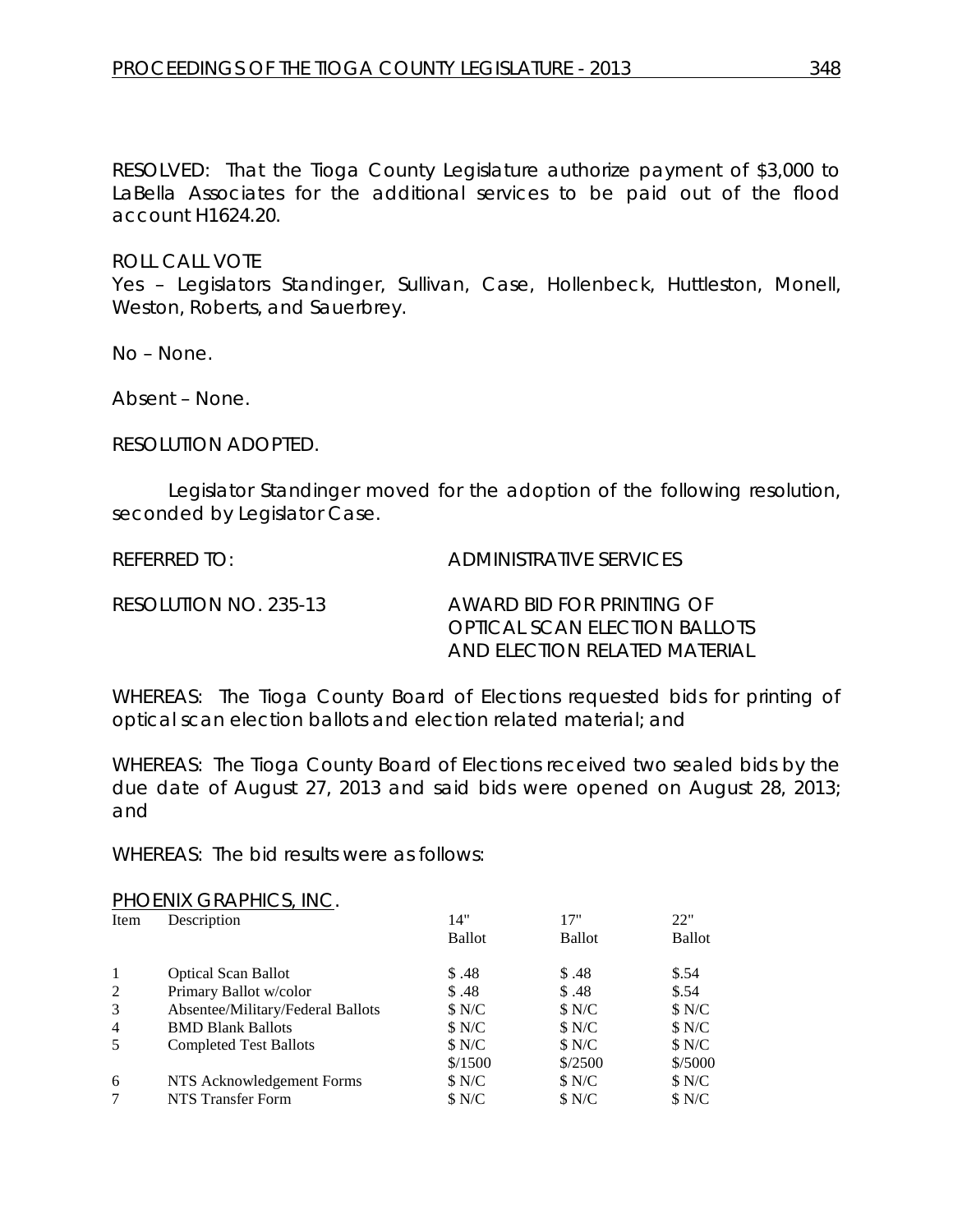RESOLVED: That the Tioga County Legislature authorize payment of $3,000 to LaBella Associates for the additional services to be paid out of the flood account H1624.20.

ROLL CALL VOTE
Yes – Legislators Standinger, Sullivan, Case, Hollenbeck, Huttleston, Monell, Weston, Roberts, and Sauerbrey.

No – None.

Absent – None.

RESOLUTION ADOPTED.

Legislator Standinger moved for the adoption of the following resolution, seconded by Legislator Case.

REFERRED TO: ADMINISTRATIVE SERVICES

RESOLUTION NO. 235-13 AWARD BID FOR PRINTING OF OPTICAL SCAN ELECTION BALLOTS AND ELECTION RELATED MATERIAL

WHEREAS: The Tioga County Board of Elections requested bids for printing of optical scan election ballots and election related material; and

WHEREAS: The Tioga County Board of Elections received two sealed bids by the due date of August 27, 2013 and said bids were opened on August 28, 2013; and

WHEREAS: The bid results were as follows:

PHOENIX GRAPHICS, INC.

| Item | Description | 14" Ballot | 17" Ballot | 22" Ballot |
|---|---|---|---|---|
| 1 | Optical Scan Ballot | $ .48 | $ .48 | $.54 |
| 2 | Primary Ballot w/color | $ .48 | $ .48 | $.54 |
| 3 | Absentee/Military/Federal Ballots | $ N/C | $ N/C | $ N/C |
| 4 | BMD Blank Ballots | $ N/C | $ N/C | $ N/C |
| 5 | Completed Test Ballots | $ N/C<br>$/1500 | $ N/C<br>$/2500 | $ N/C<br>$/5000 |
| 6 | NTS Acknowledgement Forms | $ N/C | $ N/C | $ N/C |
| 7 | NTS Transfer Form | $ N/C | $ N/C | $ N/C |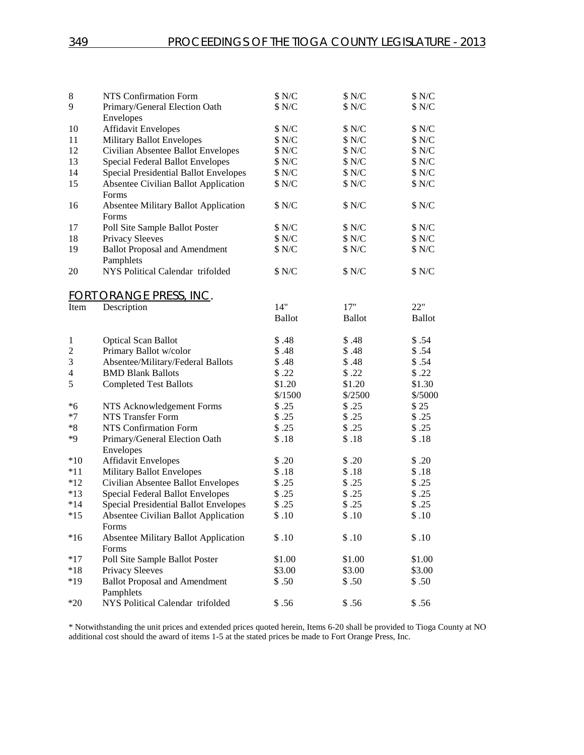| | | | | |
|---|---|---|---|---|
| 8 | NTS Confirmation Form | $ N/C | $ N/C | $ N/C |
| 9 | Primary/General Election Oath Envelopes | $ N/C | $ N/C | $ N/C |
| 10 | Affidavit Envelopes | $ N/C | $ N/C | $ N/C |
| 11 | Military Ballot Envelopes | $ N/C | $ N/C | $ N/C |
| 12 | Civilian Absentee Ballot Envelopes | $ N/C | $ N/C | $ N/C |
| 13 | Special Federal Ballot Envelopes | $ N/C | $ N/C | $ N/C |
| 14 | Special Presidential Ballot Envelopes | $ N/C | $ N/C | $ N/C |
| 15 | Absentee Civilian Ballot Application Forms | $ N/C | $ N/C | $ N/C |
| 16 | Absentee Military Ballot Application Forms | $ N/C | $ N/C | $ N/C |
| 17 | Poll Site Sample Ballot Poster | $ N/C | $ N/C | $ N/C |
| 18 | Privacy Sleeves | $ N/C | $ N/C | $ N/C |
| 19 | Ballot Proposal and Amendment Pamphlets | $ N/C | $ N/C | $ N/C |
| 20 | NYS Political Calendar trifolded | $ N/C | $ N/C | $ N/C |

## FORT ORANGE PRESS, INC.

| Item | Description | 14" Ballot | 17" Ballot | 22" Ballot |
|---|---|---|---|---|
| 1 | Optical Scan Ballot | $ .48 | $ .48 | $ .54 |
| 2 | Primary Ballot w/color | $ .48 | $ .48 | $ .54 |
| 3 | Absentee/Military/Federal Ballots | $ .48 | $ .48 | $ .54 |
| 4 | BMD Blank Ballots | $ .22 | $ .22 | $ .22 |
| 5 | Completed Test Ballots | $1.20 $/1500 | $1.20 $/2500 | $1.30 $/5000 |
| *6 | NTS Acknowledgement Forms | $ .25 | $ .25 | $ 25 |
| *7 | NTS Transfer Form | $ .25 | $ .25 | $ .25 |
| *8 | NTS Confirmation Form | $ .25 | $ .25 | $ .25 |
| *9 | Primary/General Election Oath Envelopes | $ .18 | $ .18 | $ .18 |
| *10 | Affidavit Envelopes | $ .20 | $ .20 | $ .20 |
| *11 | Military Ballot Envelopes | $ .18 | $ .18 | $ .18 |
| *12 | Civilian Absentee Ballot Envelopes | $ .25 | $ .25 | $ .25 |
| *13 | Special Federal Ballot Envelopes | $ .25 | $ .25 | $ .25 |
| *14 | Special Presidential Ballot Envelopes | $ .25 | $ .25 | $ .25 |
| *15 | Absentee Civilian Ballot Application Forms | $ .10 | $ .10 | $ .10 |
| *16 | Absentee Military Ballot Application Forms | $ .10 | $ .10 | $ .10 |
| *17 | Poll Site Sample Ballot Poster | $1.00 | $1.00 | $1.00 |
| *18 | Privacy Sleeves | $3.00 | $3.00 | $3.00 |
| *19 | Ballot Proposal and Amendment Pamphlets | $ .50 | $ .50 | $ .50 |
| *20 | NYS Political Calendar trifolded | $ .56 | $ .56 | $ .56 |

* Notwithstanding the unit prices and extended prices quoted herein, Items 6-20 shall be provided to Tioga County at NO additional cost should the award of items 1-5 at the stated prices be made to Fort Orange Press, Inc.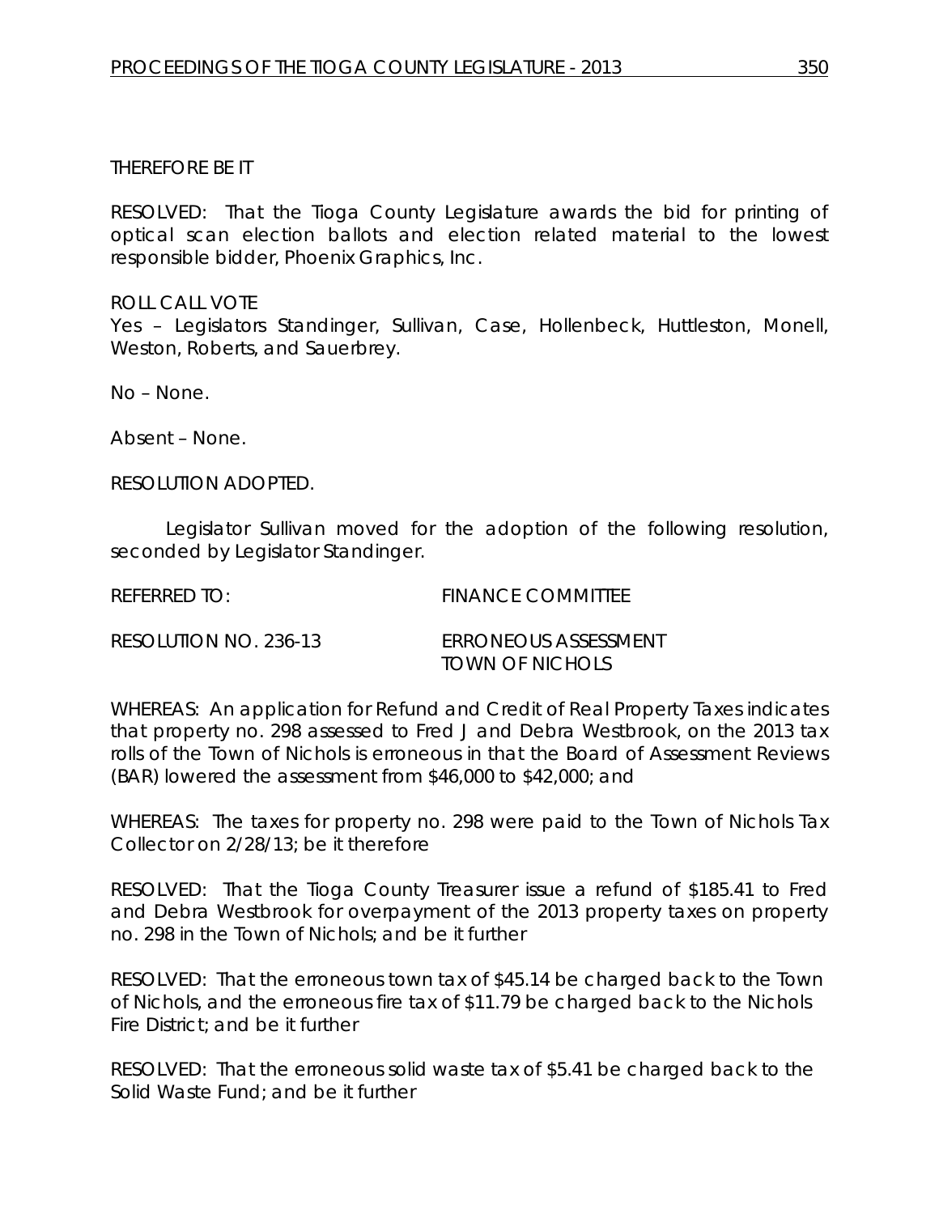THEREFORE BE IT

RESOLVED: That the Tioga County Legislature awards the bid for printing of optical scan election ballots and election related material to the lowest responsible bidder, Phoenix Graphics, Inc.

ROLL CALL VOTE
Yes – Legislators Standinger, Sullivan, Case, Hollenbeck, Huttleston, Monell, Weston, Roberts, and Sauerbrey.

No – None.

Absent – None.

RESOLUTION ADOPTED.

Legislator Sullivan moved for the adoption of the following resolution, seconded by Legislator Standinger.

REFERRED TO: FINANCE COMMITTEE

RESOLUTION NO. 236-13 ERRONEOUS ASSESSMENT TOWN OF NICHOLS

WHEREAS: An application for Refund and Credit of Real Property Taxes indicates that property no. 298 assessed to Fred J and Debra Westbrook, on the 2013 tax rolls of the Town of Nichols is erroneous in that the Board of Assessment Reviews (BAR) lowered the assessment from $46,000 to $42,000; and

WHEREAS: The taxes for property no. 298 were paid to the Town of Nichols Tax Collector on 2/28/13; be it therefore

RESOLVED: That the Tioga County Treasurer issue a refund of $185.41 to Fred and Debra Westbrook for overpayment of the 2013 property taxes on property no. 298 in the Town of Nichols; and be it further

RESOLVED: That the erroneous town tax of $45.14 be charged back to the Town of Nichols, and the erroneous fire tax of $11.79 be charged back to the Nichols Fire District; and be it further

RESOLVED: That the erroneous solid waste tax of $5.41 be charged back to the Solid Waste Fund; and be it further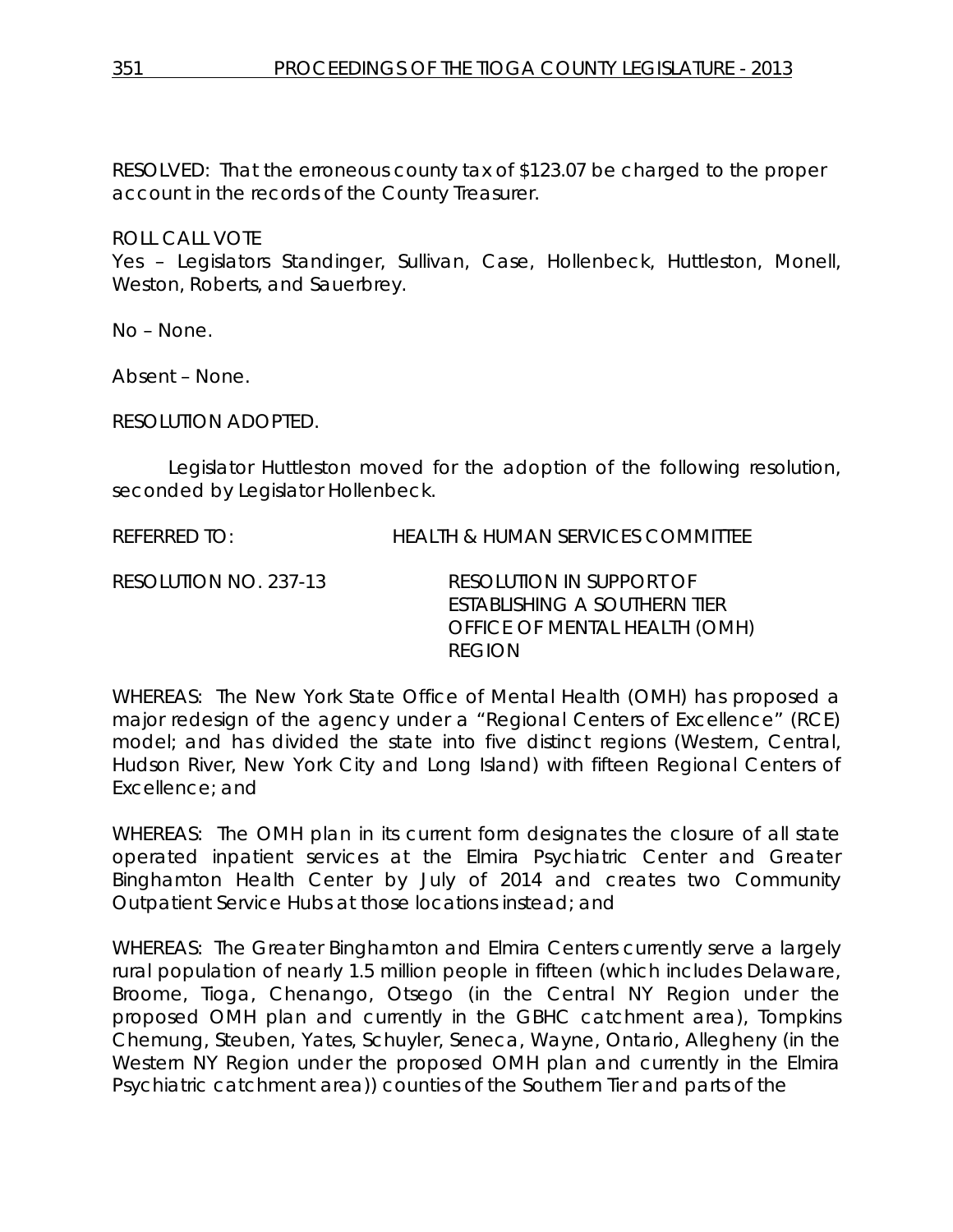RESOLVED: That the erroneous county tax of $123.07 be charged to the proper account in the records of the County Treasurer.

ROLL CALL VOTE
Yes – Legislators Standinger, Sullivan, Case, Hollenbeck, Huttleston, Monell, Weston, Roberts, and Sauerbrey.

No – None.

Absent – None.

RESOLUTION ADOPTED.

Legislator Huttleston moved for the adoption of the following resolution, seconded by Legislator Hollenbeck.

REFERRED TO: HEALTH & HUMAN SERVICES COMMITTEE

RESOLUTION NO. 237-13 RESOLUTION IN SUPPORT OF ESTABLISHING A SOUTHERN TIER OFFICE OF MENTAL HEALTH (OMH) REGION

WHEREAS: The New York State Office of Mental Health (OMH) has proposed a major redesign of the agency under a "Regional Centers of Excellence" (RCE) model; and has divided the state into five distinct regions (Western, Central, Hudson River, New York City and Long Island) with fifteen Regional Centers of Excellence; and

WHEREAS: The OMH plan in its current form designates the closure of all state operated inpatient services at the Elmira Psychiatric Center and Greater Binghamton Health Center by July of 2014 and creates two Community Outpatient Service Hubs at those locations instead; and

WHEREAS: The Greater Binghamton and Elmira Centers currently serve a largely rural population of nearly 1.5 million people in fifteen (which includes Delaware, Broome, Tioga, Chenango, Otsego (in the Central NY Region under the proposed OMH plan and currently in the GBHC catchment area), Tompkins Chemung, Steuben, Yates, Schuyler, Seneca, Wayne, Ontario, Allegheny (in the Western NY Region under the proposed OMH plan and currently in the Elmira Psychiatric catchment area)) counties of the Southern Tier and parts of the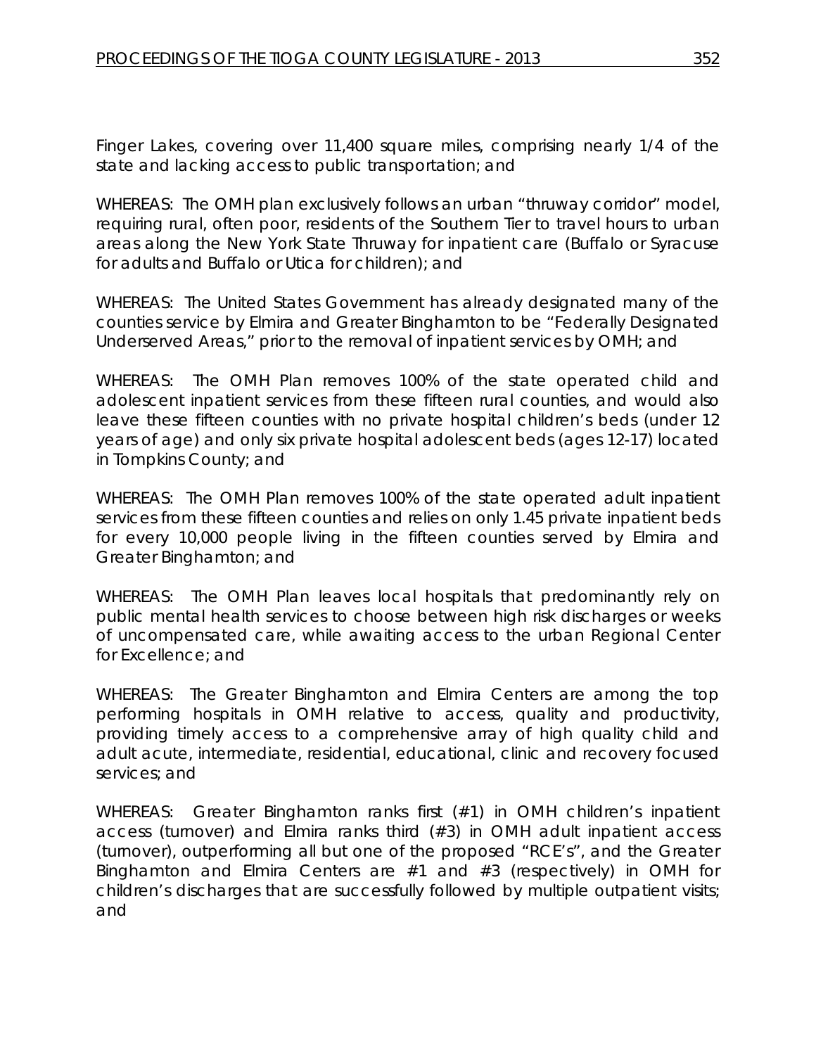Finger Lakes, covering over 11,400 square miles, comprising nearly 1/4 of the state and lacking access to public transportation; and

WHEREAS: The OMH plan exclusively follows an urban "thruway corridor" model, requiring rural, often poor, residents of the Southern Tier to travel hours to urban areas along the New York State Thruway for inpatient care (Buffalo or Syracuse for adults and Buffalo or Utica for children); and

WHEREAS: The United States Government has already designated many of the counties service by Elmira and Greater Binghamton to be "Federally Designated Underserved Areas," prior to the removal of inpatient services by OMH; and

WHEREAS: The OMH Plan removes 100% of the state operated child and adolescent inpatient services from these fifteen rural counties, and would also leave these fifteen counties with no private hospital children's beds (under 12 years of age) and only six private hospital adolescent beds (ages 12-17) located in Tompkins County; and

WHEREAS: The OMH Plan removes 100% of the state operated adult inpatient services from these fifteen counties and relies on only 1.45 private inpatient beds for every 10,000 people living in the fifteen counties served by Elmira and Greater Binghamton; and

WHEREAS: The OMH Plan leaves local hospitals that predominantly rely on public mental health services to choose between high risk discharges or weeks of uncompensated care, while awaiting access to the urban Regional Center for Excellence; and

WHEREAS: The Greater Binghamton and Elmira Centers are among the top performing hospitals in OMH relative to access, quality and productivity, providing timely access to a comprehensive array of high quality child and adult acute, intermediate, residential, educational, clinic and recovery focused services; and

WHEREAS: Greater Binghamton ranks first (#1) in OMH children's inpatient access (turnover) and Elmira ranks third (#3) in OMH adult inpatient access (turnover), outperforming all but one of the proposed "RCE's", and the Greater Binghamton and Elmira Centers are #1 and #3 (respectively) in OMH for children's discharges that are successfully followed by multiple outpatient visits; and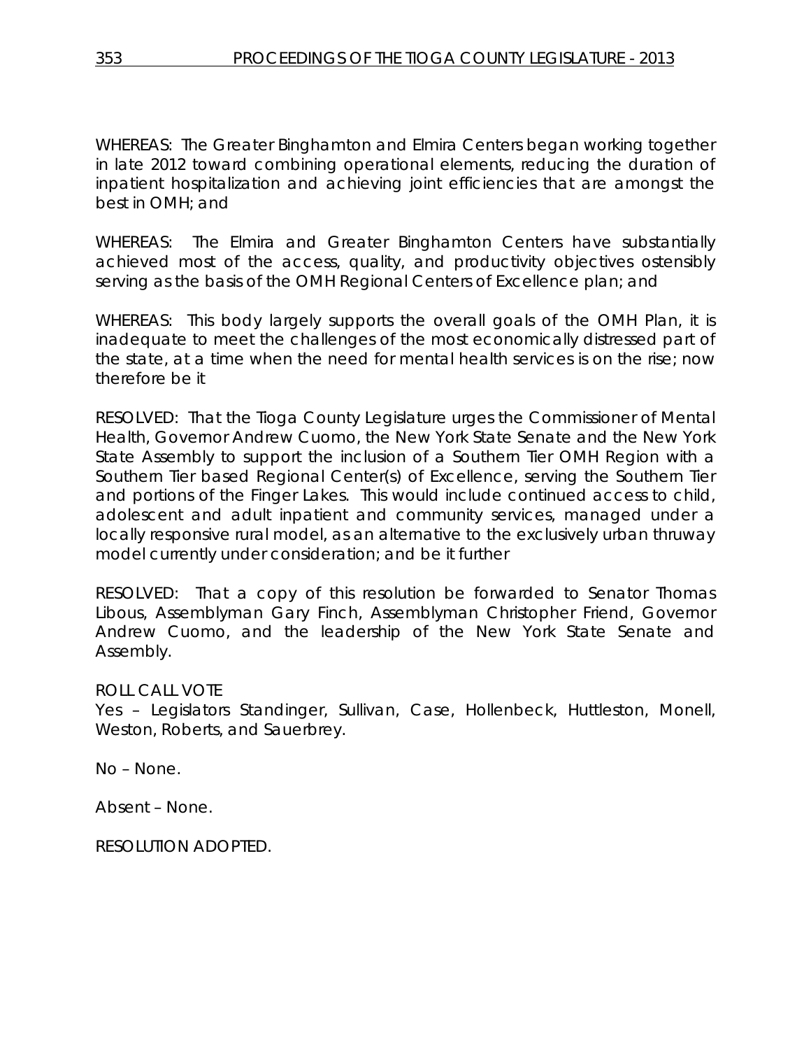WHEREAS: The Greater Binghamton and Elmira Centers began working together in late 2012 toward combining operational elements, reducing the duration of inpatient hospitalization and achieving joint efficiencies that are amongst the best in OMH; and

WHEREAS: The Elmira and Greater Binghamton Centers have substantially achieved most of the access, quality, and productivity objectives ostensibly serving as the basis of the OMH Regional Centers of Excellence plan; and

WHEREAS: This body largely supports the overall goals of the OMH Plan, it is inadequate to meet the challenges of the most economically distressed part of the state, at a time when the need for mental health services is on the rise; now therefore be it

RESOLVED: That the Tioga County Legislature urges the Commissioner of Mental Health, Governor Andrew Cuomo, the New York State Senate and the New York State Assembly to support the inclusion of a Southern Tier OMH Region with a Southern Tier based Regional Center(s) of Excellence, serving the Southern Tier and portions of the Finger Lakes. This would include continued access to child, adolescent and adult inpatient and community services, managed under a locally responsive rural model, as an alternative to the exclusively urban thruway model currently under consideration; and be it further

RESOLVED: That a copy of this resolution be forwarded to Senator Thomas Libous, Assemblyman Gary Finch, Assemblyman Christopher Friend, Governor Andrew Cuomo, and the leadership of the New York State Senate and Assembly.

ROLL CALL VOTE
Yes – Legislators Standinger, Sullivan, Case, Hollenbeck, Huttleston, Monell, Weston, Roberts, and Sauerbrey.

No – None.

Absent – None.

RESOLUTION ADOPTED.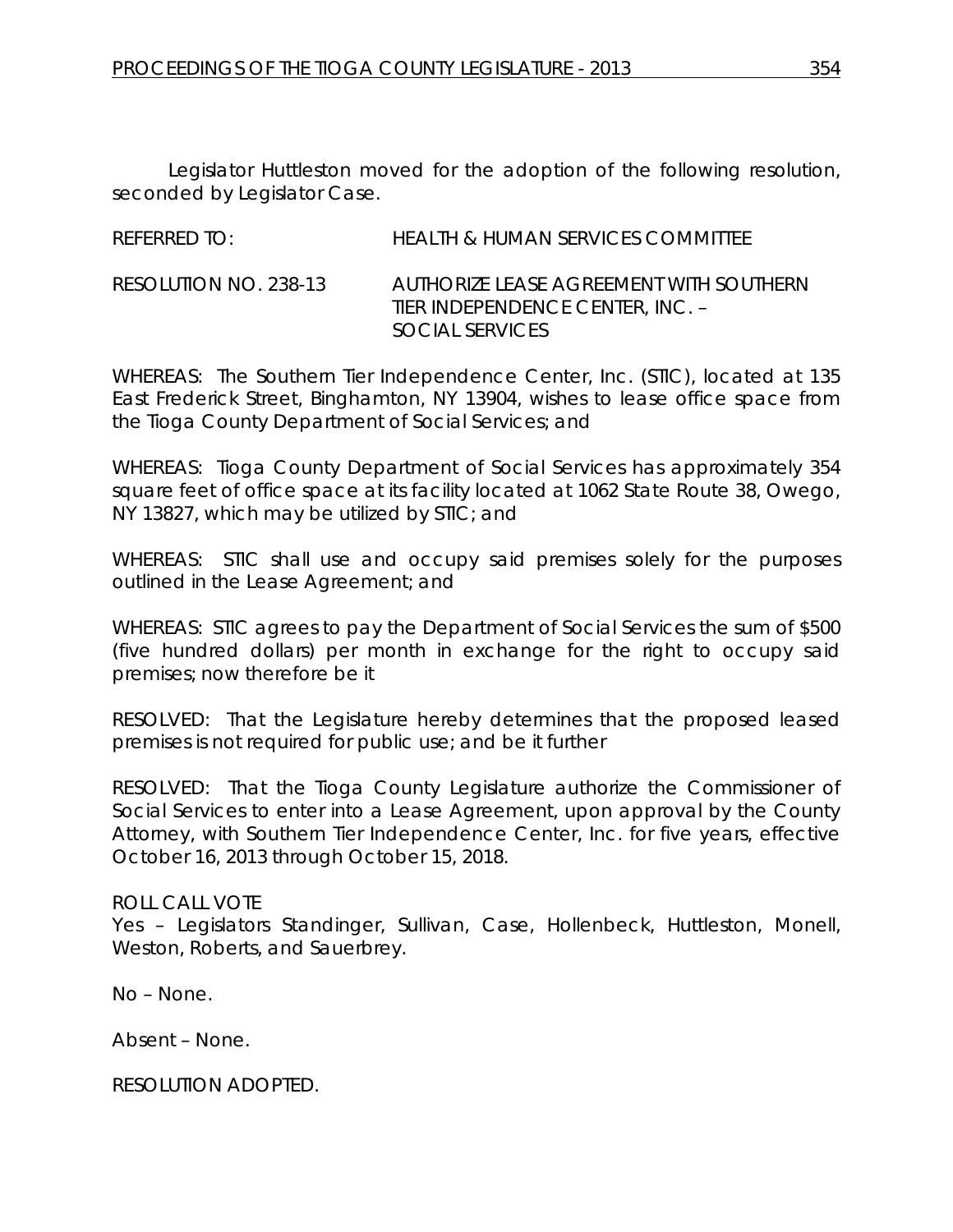Legislator Huttleston moved for the adoption of the following resolution, seconded by Legislator Case.

REFERRED TO: HEALTH & HUMAN SERVICES COMMITTEE

RESOLUTION NO. 238-13 AUTHORIZE LEASE AGREEMENT WITH SOUTHERN TIER INDEPENDENCE CENTER, INC. – SOCIAL SERVICES

WHEREAS: The Southern Tier Independence Center, Inc. (STIC), located at 135 East Frederick Street, Binghamton, NY 13904, wishes to lease office space from the Tioga County Department of Social Services; and

WHEREAS: Tioga County Department of Social Services has approximately 354 square feet of office space at its facility located at 1062 State Route 38, Owego, NY 13827, which may be utilized by STIC; and

WHEREAS: STIC shall use and occupy said premises solely for the purposes outlined in the Lease Agreement; and

WHEREAS: STIC agrees to pay the Department of Social Services the sum of $500 (five hundred dollars) per month in exchange for the right to occupy said premises; now therefore be it

RESOLVED: That the Legislature hereby determines that the proposed leased premises is not required for public use; and be it further

RESOLVED: That the Tioga County Legislature authorize the Commissioner of Social Services to enter into a Lease Agreement, upon approval by the County Attorney, with Southern Tier Independence Center, Inc. for five years, effective October 16, 2013 through October 15, 2018.

ROLL CALL VOTE
Yes – Legislators Standinger, Sullivan, Case, Hollenbeck, Huttleston, Monell, Weston, Roberts, and Sauerbrey.

No – None.

Absent – None.

RESOLUTION ADOPTED.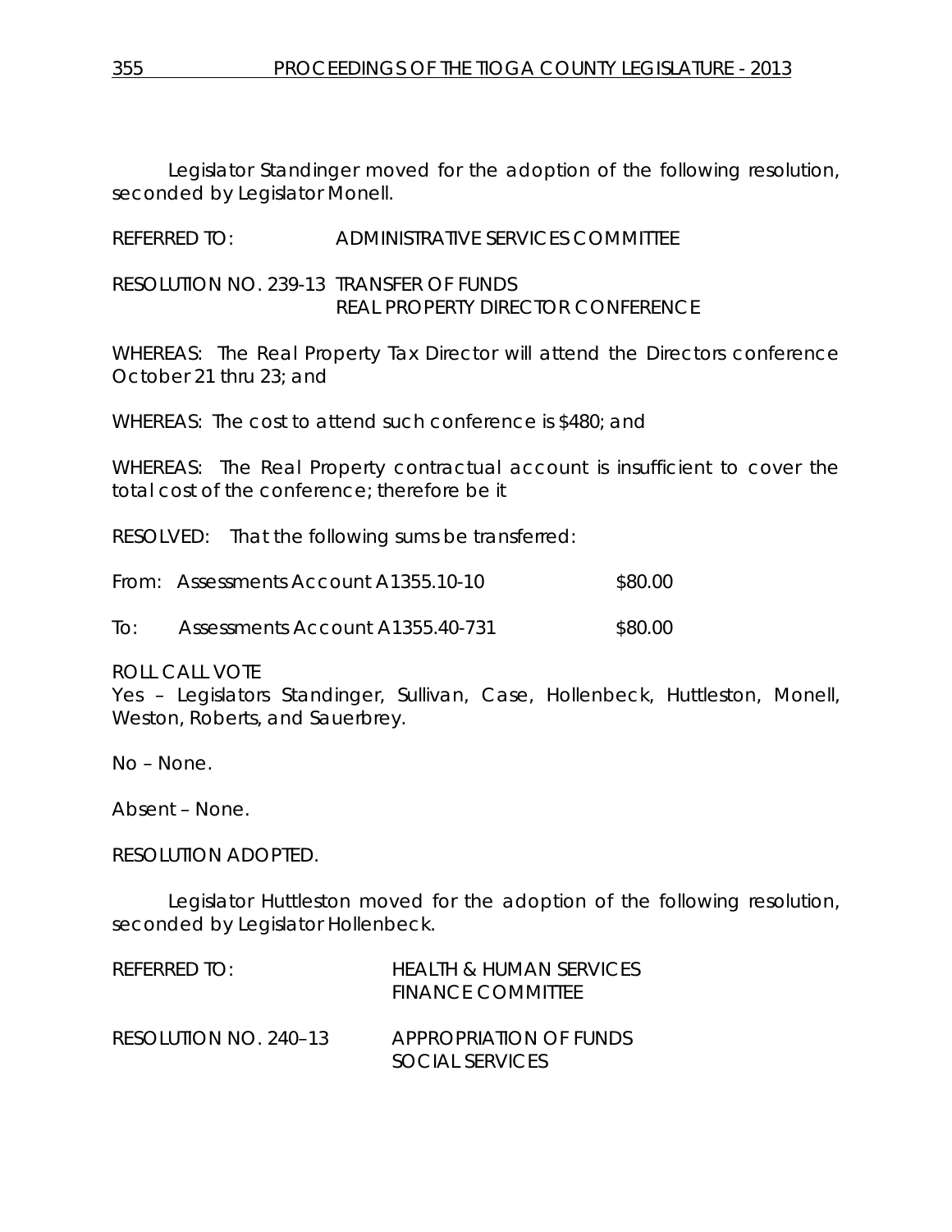Legislator Standinger moved for the adoption of the following resolution, seconded by Legislator Monell.

REFERRED TO: ADMINISTRATIVE SERVICES COMMITTEE

RESOLUTION NO. 239-13 TRANSFER OF FUNDS
REAL PROPERTY DIRECTOR CONFERENCE

WHEREAS: The Real Property Tax Director will attend the Directors conference October 21 thru 23; and

WHEREAS: The cost to attend such conference is $480; and

WHEREAS: The Real Property contractual account is insufficient to cover the total cost of the conference; therefore be it

RESOLVED: That the following sums be transferred:

From: Assessments Account A1355.10-10 $80.00

To: Assessments Account A1355.40-731 $80.00

ROLL CALL VOTE
Yes – Legislators Standinger, Sullivan, Case, Hollenbeck, Huttleston, Monell, Weston, Roberts, and Sauerbrey.

No – None.

Absent – None.

RESOLUTION ADOPTED.

Legislator Huttleston moved for the adoption of the following resolution, seconded by Legislator Hollenbeck.

REFERRED TO: HEALTH & HUMAN SERVICES
FINANCE COMMITTEE

RESOLUTION NO. 240–13 APPROPRIATION OF FUNDS
SOCIAL SERVICES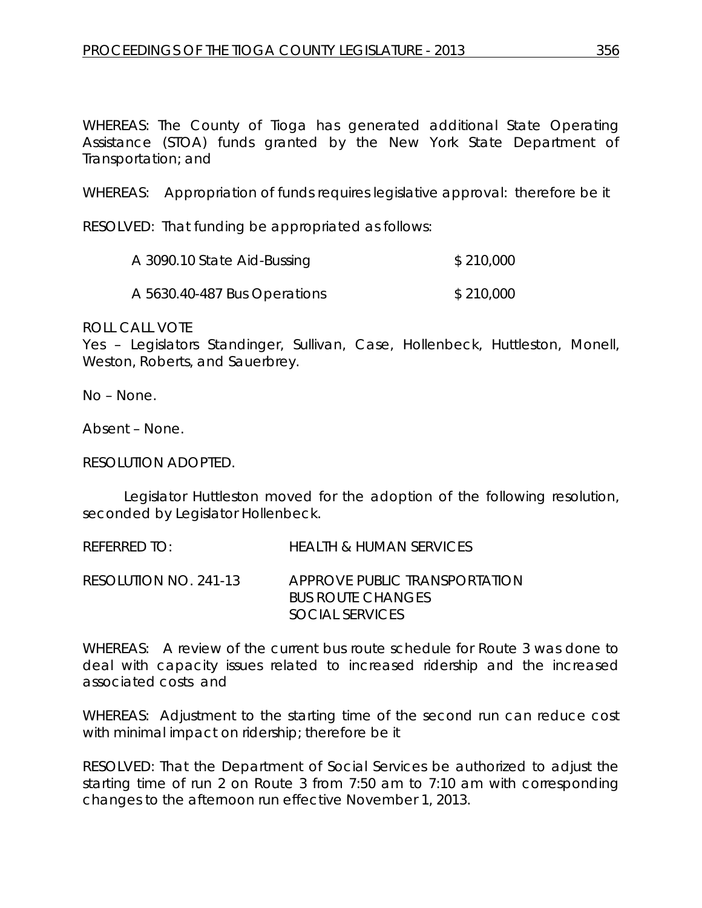WHEREAS: The County of Tioga has generated additional State Operating Assistance (STOA) funds granted by the New York State Department of Transportation; and

WHEREAS: Appropriation of funds requires legislative approval: therefore be it

RESOLVED: That funding be appropriated as follows:

| | |
|---|---|
| A 3090.10 State Aid-Bussing | $ 210,000 |
| A 5630.40-487 Bus Operations | $ 210,000 |

ROLL CALL VOTE
Yes – Legislators Standinger, Sullivan, Case, Hollenbeck, Huttleston, Monell, Weston, Roberts, and Sauerbrey.

No – None.

Absent – None.

RESOLUTION ADOPTED.

Legislator Huttleston moved for the adoption of the following resolution, seconded by Legislator Hollenbeck.

REFERRED TO: HEALTH & HUMAN SERVICES

RESOLUTION NO. 241-13 APPROVE PUBLIC TRANSPORTATION BUS ROUTE CHANGES SOCIAL SERVICES

WHEREAS: A review of the current bus route schedule for Route 3 was done to deal with capacity issues related to increased ridership and the increased associated costs and

WHEREAS: Adjustment to the starting time of the second run can reduce cost with minimal impact on ridership; therefore be it

RESOLVED: That the Department of Social Services be authorized to adjust the starting time of run 2 on Route 3 from 7:50 am to 7:10 am with corresponding changes to the afternoon run effective November 1, 2013.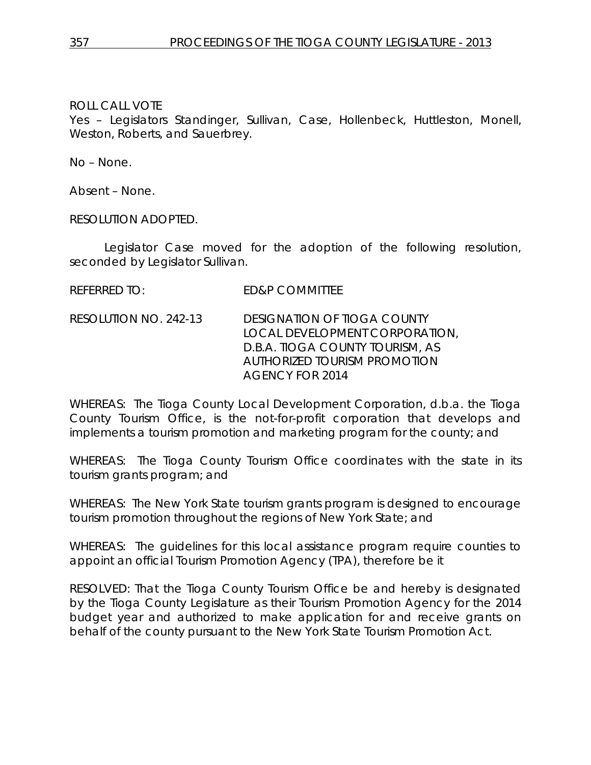ROLL CALL VOTE
Yes – Legislators Standinger, Sullivan, Case, Hollenbeck, Huttleston, Monell, Weston, Roberts, and Sauerbrey.

No – None.

Absent – None.

RESOLUTION ADOPTED.

Legislator Case moved for the adoption of the following resolution, seconded by Legislator Sullivan.

REFERRED TO: ED&P COMMITTEE

RESOLUTION NO. 242-13 DESIGNATION OF TIOGA COUNTY LOCAL DEVELOPMENT CORPORATION, D.B.A. TIOGA COUNTY TOURISM, AS AUTHORIZED TOURISM PROMOTION AGENCY FOR 2014

WHEREAS: The Tioga County Local Development Corporation, d.b.a. the Tioga County Tourism Office, is the not-for-profit corporation that develops and implements a tourism promotion and marketing program for the county; and

WHEREAS: The Tioga County Tourism Office coordinates with the state in its tourism grants program; and

WHEREAS: The New York State tourism grants program is designed to encourage tourism promotion throughout the regions of New York State; and

WHEREAS: The guidelines for this local assistance program require counties to appoint an official Tourism Promotion Agency (TPA), therefore be it

RESOLVED: That the Tioga County Tourism Office be and hereby is designated by the Tioga County Legislature as their Tourism Promotion Agency for the 2014 budget year and authorized to make application for and receive grants on behalf of the county pursuant to the New York State Tourism Promotion Act.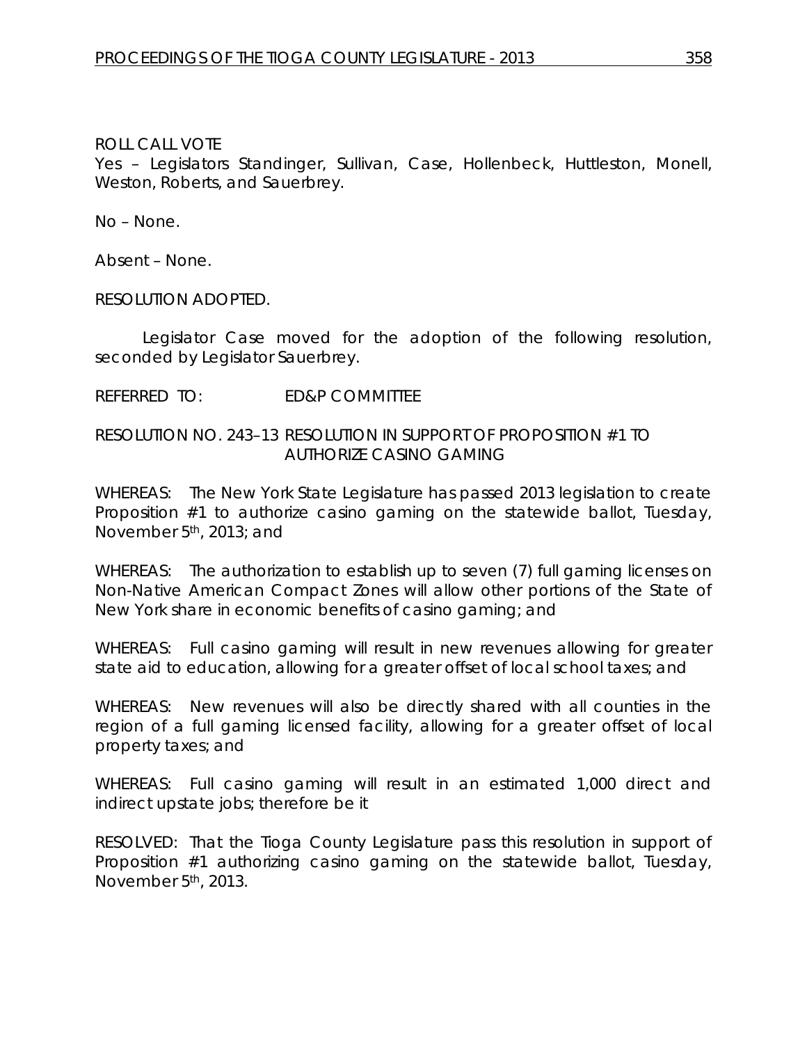ROLL CALL VOTE
Yes – Legislators Standinger, Sullivan, Case, Hollenbeck, Huttleston, Monell, Weston, Roberts, and Sauerbrey.

No – None.

Absent – None.

RESOLUTION ADOPTED.

Legislator Case moved for the adoption of the following resolution, seconded by Legislator Sauerbrey.

REFERRED TO: ED&P COMMITTEE

RESOLUTION NO. 243–13 RESOLUTION IN SUPPORT OF PROPOSITION #1 TO AUTHORIZE CASINO GAMING

WHEREAS: The New York State Legislature has passed 2013 legislation to create Proposition #1 to authorize casino gaming on the statewide ballot, Tuesday, November 5th, 2013; and

WHEREAS: The authorization to establish up to seven (7) full gaming licenses on Non-Native American Compact Zones will allow other portions of the State of New York share in economic benefits of casino gaming; and

WHEREAS: Full casino gaming will result in new revenues allowing for greater state aid to education, allowing for a greater offset of local school taxes; and

WHEREAS: New revenues will also be directly shared with all counties in the region of a full gaming licensed facility, allowing for a greater offset of local property taxes; and

WHEREAS: Full casino gaming will result in an estimated 1,000 direct and indirect upstate jobs; therefore be it

RESOLVED: That the Tioga County Legislature pass this resolution in support of Proposition #1 authorizing casino gaming on the statewide ballot, Tuesday, November 5th, 2013.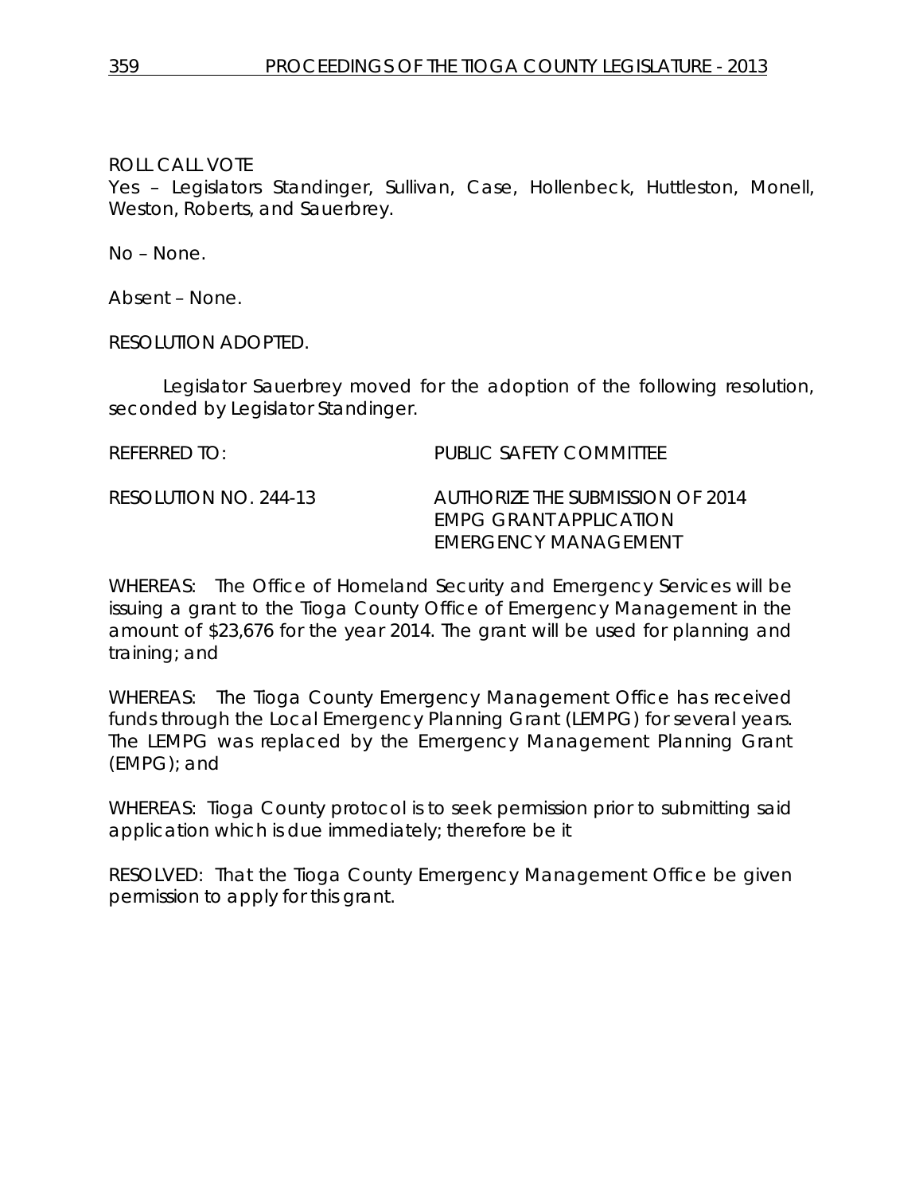ROLL CALL VOTE
Yes – Legislators Standinger, Sullivan, Case, Hollenbeck, Huttleston, Monell, Weston, Roberts, and Sauerbrey.

No – None.

Absent – None.

RESOLUTION ADOPTED.

Legislator Sauerbrey moved for the adoption of the following resolution, seconded by Legislator Standinger.

REFERRED TO: PUBLIC SAFETY COMMITTEE

RESOLUTION NO. 244-13 AUTHORIZE THE SUBMISSION OF 2014 EMPG GRANT APPLICATION EMERGENCY MANAGEMENT

WHEREAS: The Office of Homeland Security and Emergency Services will be issuing a grant to the Tioga County Office of Emergency Management in the amount of $23,676 for the year 2014. The grant will be used for planning and training; and

WHEREAS: The Tioga County Emergency Management Office has received funds through the Local Emergency Planning Grant (LEMPG) for several years. The LEMPG was replaced by the Emergency Management Planning Grant (EMPG); and

WHEREAS: Tioga County protocol is to seek permission prior to submitting said application which is due immediately; therefore be it

RESOLVED: That the Tioga County Emergency Management Office be given permission to apply for this grant.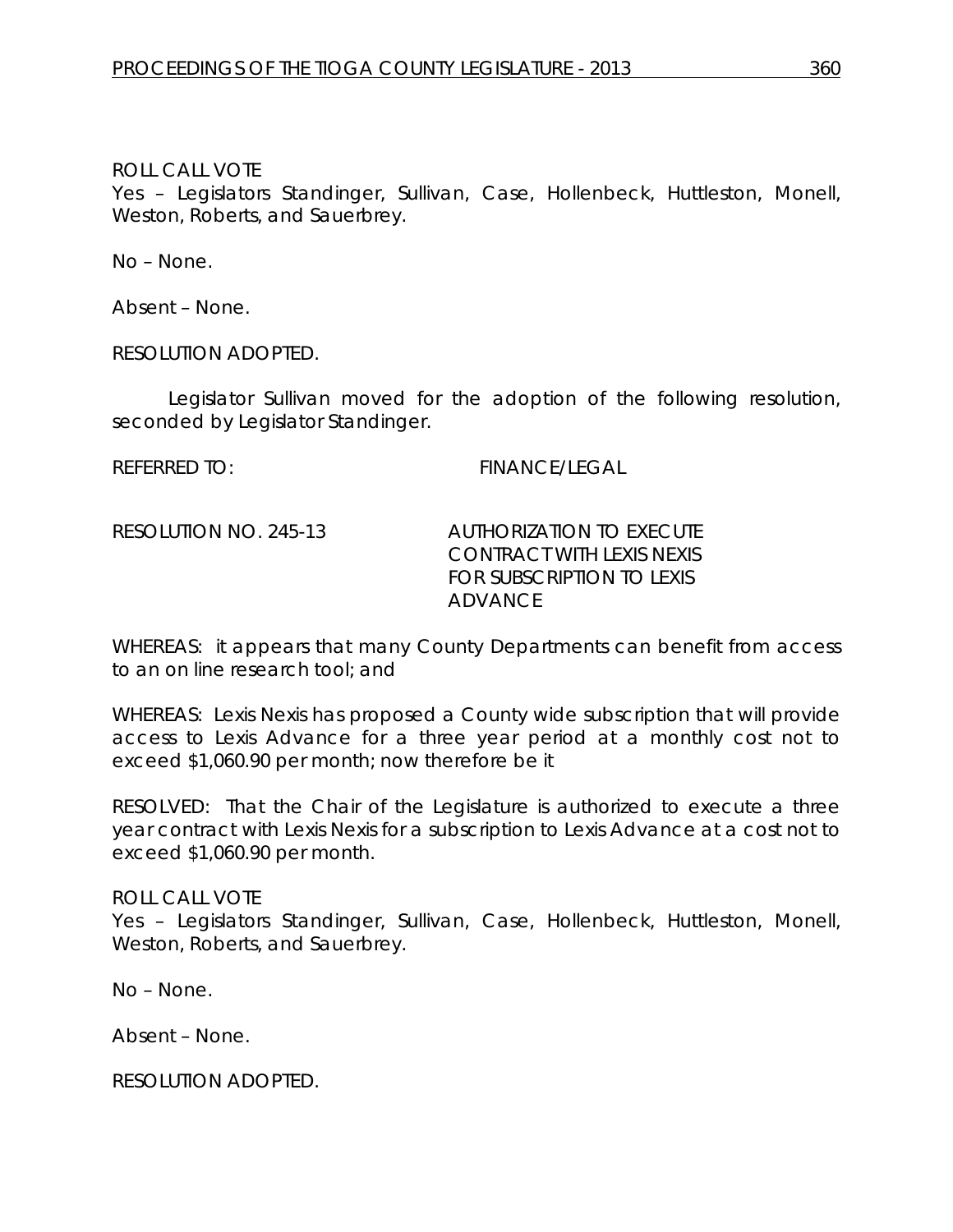ROLL CALL VOTE
Yes – Legislators Standinger, Sullivan, Case, Hollenbeck, Huttleston, Monell, Weston, Roberts, and Sauerbrey.

No – None.

Absent – None.

RESOLUTION ADOPTED.

Legislator Sullivan moved for the adoption of the following resolution, seconded by Legislator Standinger.

REFERRED TO: FINANCE/LEGAL

RESOLUTION NO. 245-13 AUTHORIZATION TO EXECUTE CONTRACT WITH LEXIS NEXIS FOR SUBSCRIPTION TO LEXIS ADVANCE

WHEREAS: it appears that many County Departments can benefit from access to an on line research tool; and

WHEREAS: Lexis Nexis has proposed a County wide subscription that will provide access to Lexis Advance for a three year period at a monthly cost not to exceed $1,060.90 per month; now therefore be it

RESOLVED: That the Chair of the Legislature is authorized to execute a three year contract with Lexis Nexis for a subscription to Lexis Advance at a cost not to exceed $1,060.90 per month.

ROLL CALL VOTE
Yes – Legislators Standinger, Sullivan, Case, Hollenbeck, Huttleston, Monell, Weston, Roberts, and Sauerbrey.

No – None.

Absent – None.

RESOLUTION ADOPTED.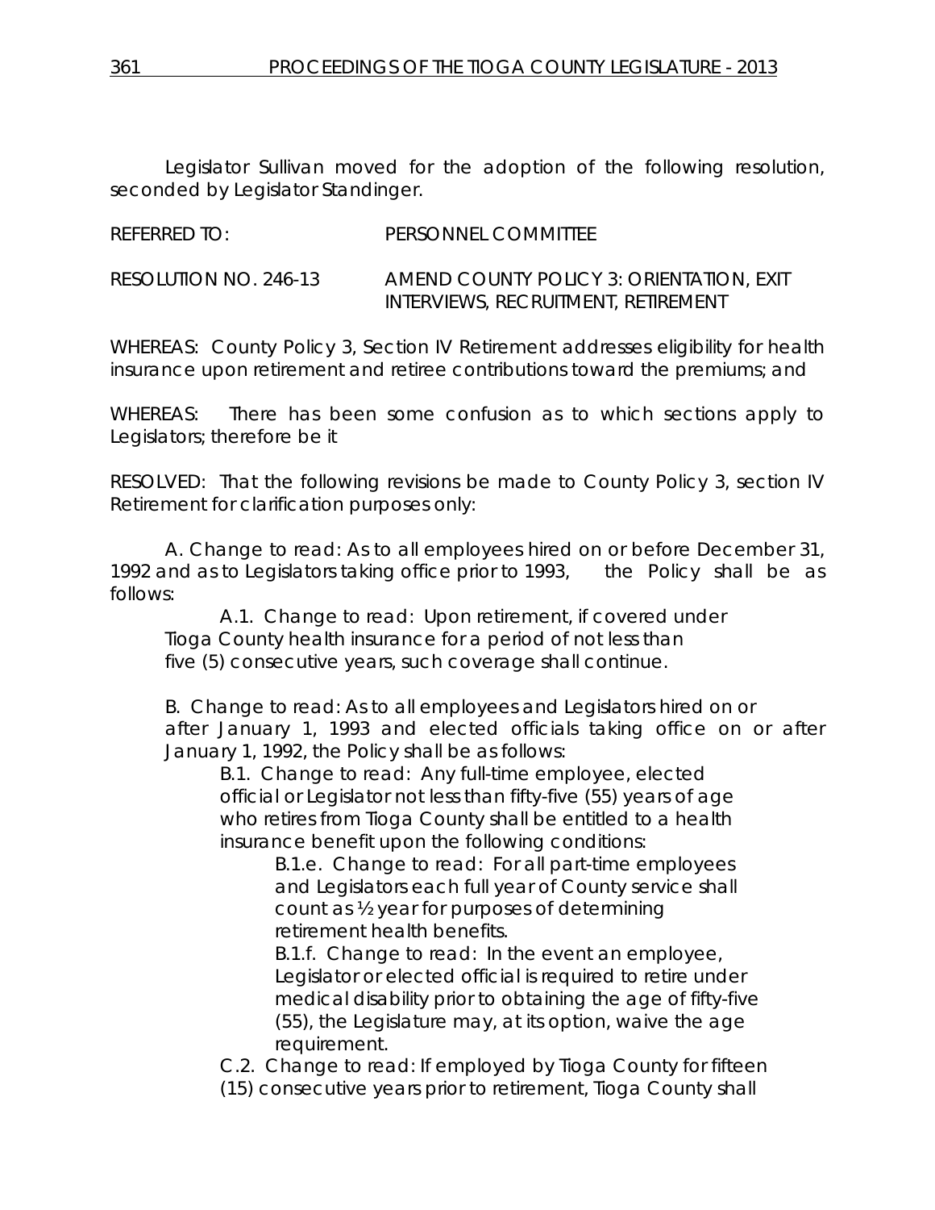Legislator Sullivan moved for the adoption of the following resolution, seconded by Legislator Standinger.

REFERRED TO: PERSONNEL COMMITTEE

RESOLUTION NO. 246-13 AMEND COUNTY POLICY 3: ORIENTATION, EXIT INTERVIEWS, RECRUITMENT, RETIREMENT

WHEREAS: County Policy 3, Section IV Retirement addresses eligibility for health insurance upon retirement and retiree contributions toward the premiums; and

WHEREAS: There has been some confusion as to which sections apply to Legislators; therefore be it

RESOLVED: That the following revisions be made to County Policy 3, section IV Retirement for clarification purposes only:

A. Change to read: As to all employees hired on or before December 31, 1992 and as to Legislators taking office prior to 1993, the Policy shall be as follows:

A.1. Change to read: Upon retirement, if covered under Tioga County health insurance for a period of not less than five (5) consecutive years, such coverage shall continue.

B. Change to read: As to all employees and Legislators hired on or after January 1, 1993 and elected officials taking office on or after January 1, 1992, the Policy shall be as follows:

B.1. Change to read: Any full-time employee, elected official or Legislator not less than fifty-five (55) years of age who retires from Tioga County shall be entitled to a health insurance benefit upon the following conditions:

B.1.e. Change to read: For all part-time employees and Legislators each full year of County service shall count as ½ year for purposes of determining retirement health benefits.

B.1.f. Change to read: In the event an employee, Legislator or elected official is required to retire under medical disability prior to obtaining the age of fifty-five (55), the Legislature may, at its option, waive the age requirement.

C.2. Change to read: If employed by Tioga County for fifteen (15) consecutive years prior to retirement, Tioga County shall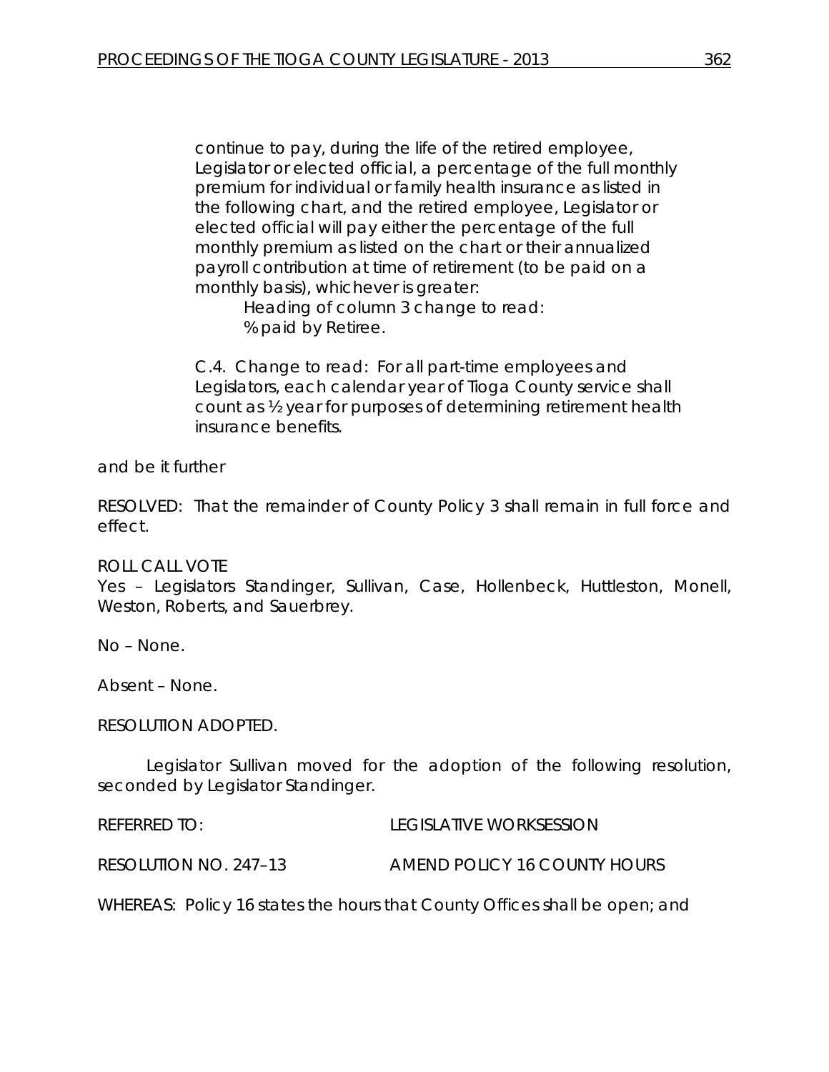continue to pay, during the life of the retired employee, Legislator or elected official, a percentage of the full monthly premium for individual or family health insurance as listed in the following chart, and the retired employee, Legislator or elected official will pay either the percentage of the full monthly premium as listed on the chart or their annualized payroll contribution at time of retirement (to be paid on a monthly basis), whichever is greater:

Heading of column 3 change to read:
% paid by Retiree.

C.4. Change to read: For all part-time employees and Legislators, each calendar year of Tioga County service shall count as ½ year for purposes of determining retirement health insurance benefits.

and be it further

RESOLVED: That the remainder of County Policy 3 shall remain in full force and effect.

ROLL CALL VOTE
Yes – Legislators Standinger, Sullivan, Case, Hollenbeck, Huttleston, Monell, Weston, Roberts, and Sauerbrey.

No – None.

Absent – None.

RESOLUTION ADOPTED.

Legislator Sullivan moved for the adoption of the following resolution, seconded by Legislator Standinger.

REFERRED TO: LEGISLATIVE WORKSESSION

RESOLUTION NO. 247–13 AMEND POLICY 16 COUNTY HOURS

WHEREAS: Policy 16 states the hours that County Offices shall be open; and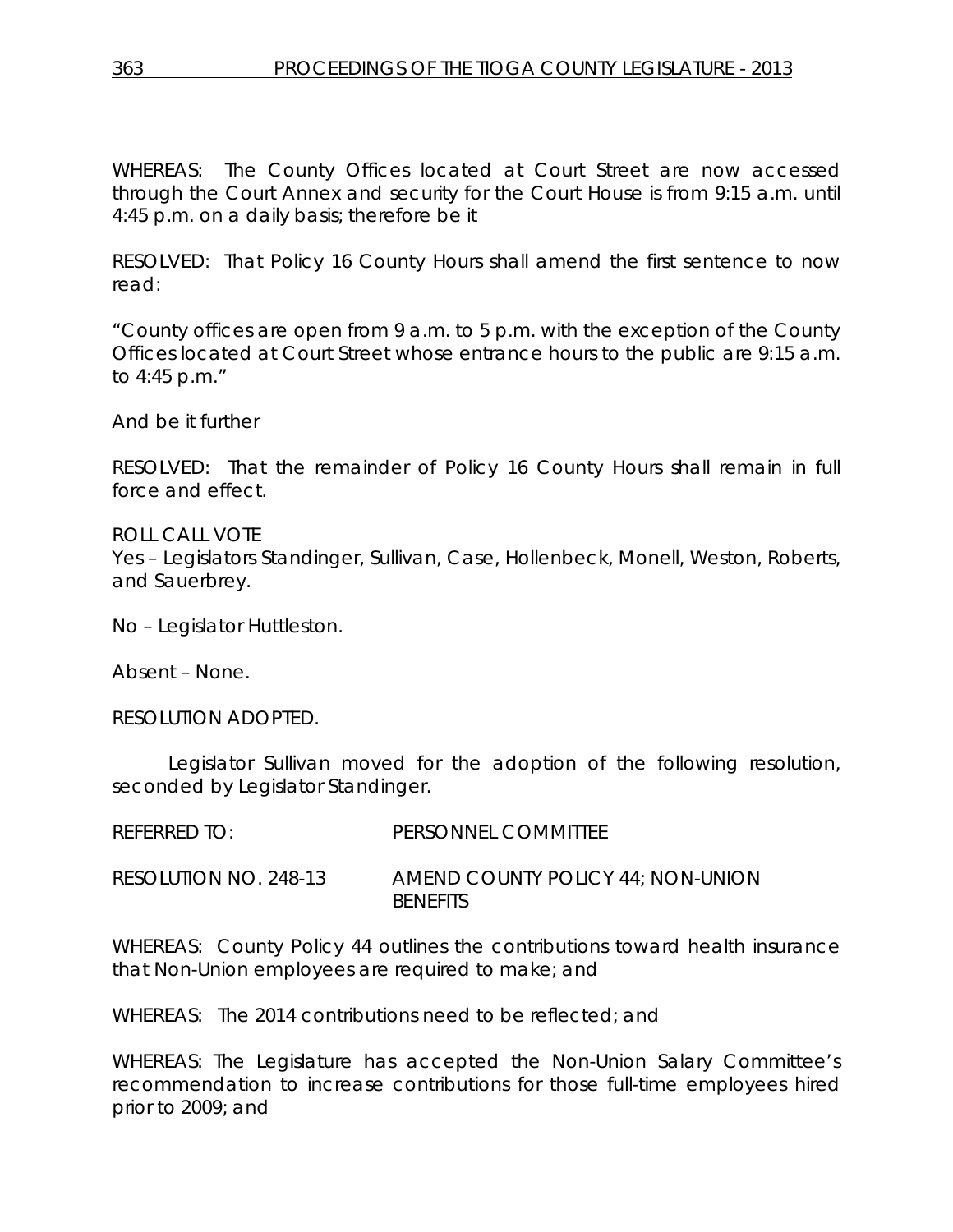WHEREAS: The County Offices located at Court Street are now accessed through the Court Annex and security for the Court House is from 9:15 a.m. until 4:45 p.m. on a daily basis; therefore be it

RESOLVED: That Policy 16 County Hours shall amend the first sentence to now read:

"County offices are open from 9 a.m. to 5 p.m. with the exception of the County Offices located at Court Street whose entrance hours to the public are 9:15 a.m. to 4:45 p.m."

And be it further

RESOLVED: That the remainder of Policy 16 County Hours shall remain in full force and effect.

ROLL CALL VOTE
Yes – Legislators Standinger, Sullivan, Case, Hollenbeck, Monell, Weston, Roberts, and Sauerbrey.

No – Legislator Huttleston.

Absent – None.

RESOLUTION ADOPTED.

Legislator Sullivan moved for the adoption of the following resolution, seconded by Legislator Standinger.

REFERRED TO: PERSONNEL COMMITTEE

RESOLUTION NO. 248-13 AMEND COUNTY POLICY 44; NON-UNION BENEFITS

WHEREAS: County Policy 44 outlines the contributions toward health insurance that Non-Union employees are required to make; and

WHEREAS: The 2014 contributions need to be reflected; and

WHEREAS: The Legislature has accepted the Non-Union Salary Committee's recommendation to increase contributions for those full-time employees hired prior to 2009; and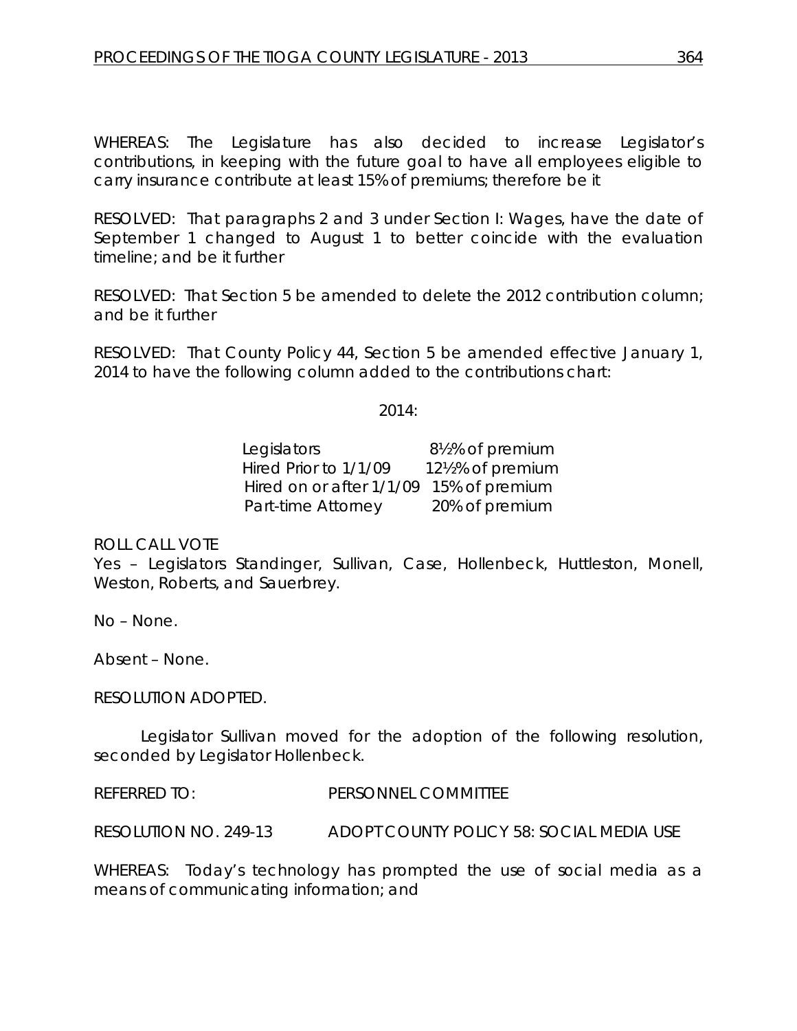WHEREAS: The Legislature has also decided to increase Legislator's contributions, in keeping with the future goal to have all employees eligible to carry insurance contribute at least 15% of premiums; therefore be it

RESOLVED: That paragraphs 2 and 3 under Section I: Wages, have the date of September 1 changed to August 1 to better coincide with the evaluation timeline; and be it further

RESOLVED: That Section 5 be amended to delete the 2012 contribution column; and be it further

RESOLVED: That County Policy 44, Section 5 be amended effective January 1, 2014 to have the following column added to the contributions chart:

2014:

| | |
|---|---|
| Legislators | 8½% of premium |
| Hired Prior to 1/1/09 | 12½% of premium |
| Hired on or after 1/1/09 | 15% of premium |
| Part-time Attorney | 20% of premium |

ROLL CALL VOTE

Yes – Legislators Standinger, Sullivan, Case, Hollenbeck, Huttleston, Monell, Weston, Roberts, and Sauerbrey.

No – None.

Absent – None.

RESOLUTION ADOPTED.

Legislator Sullivan moved for the adoption of the following resolution, seconded by Legislator Hollenbeck.

REFERRED TO: PERSONNEL COMMITTEE

RESOLUTION NO. 249-13 ADOPT COUNTY POLICY 58: SOCIAL MEDIA USE

WHEREAS: Today's technology has prompted the use of social media as a means of communicating information; and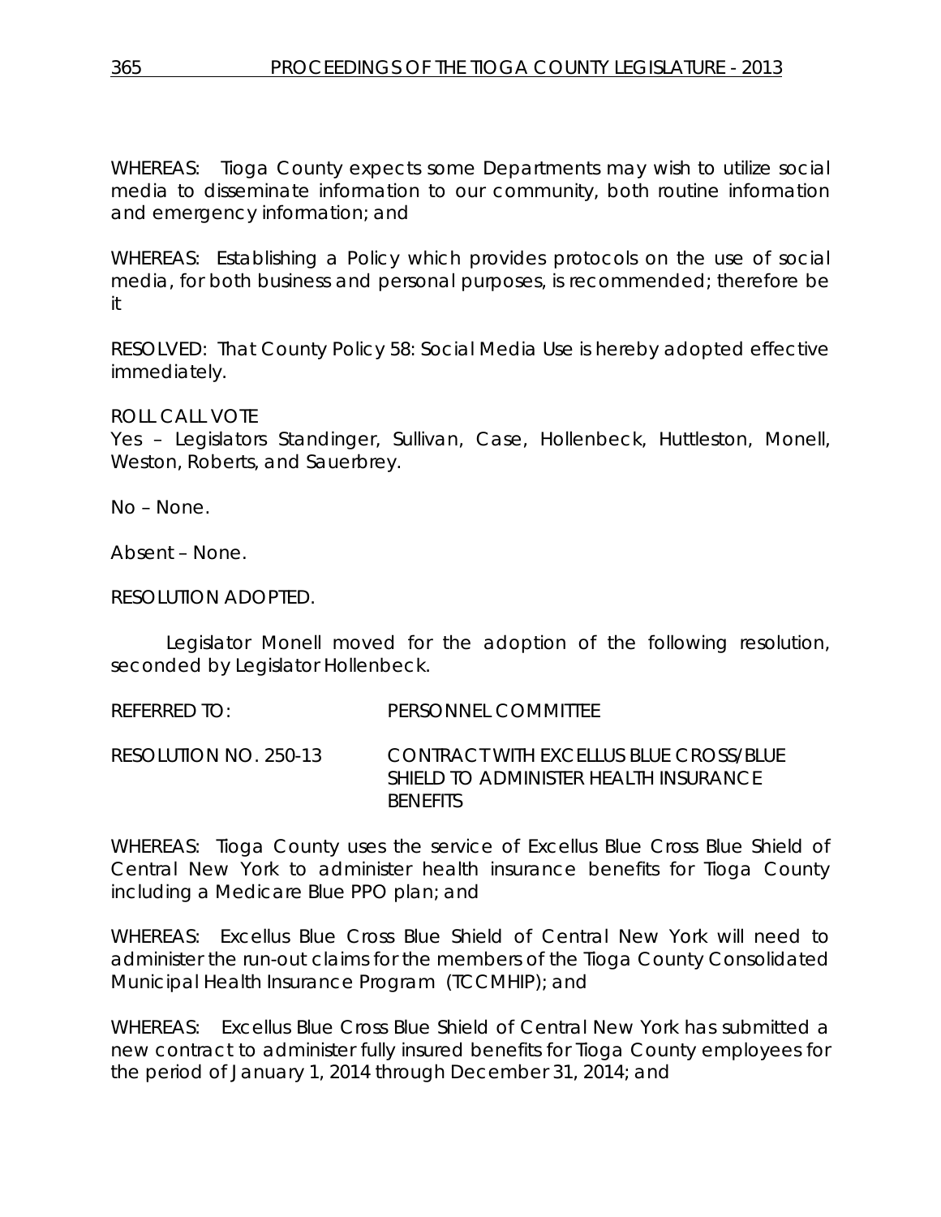WHEREAS: Tioga County expects some Departments may wish to utilize social media to disseminate information to our community, both routine information and emergency information; and

WHEREAS: Establishing a Policy which provides protocols on the use of social media, for both business and personal purposes, is recommended; therefore be it

RESOLVED: That County Policy 58: Social Media Use is hereby adopted effective immediately.

ROLL CALL VOTE
Yes – Legislators Standinger, Sullivan, Case, Hollenbeck, Huttleston, Monell, Weston, Roberts, and Sauerbrey.

No – None.

Absent – None.

RESOLUTION ADOPTED.

Legislator Monell moved for the adoption of the following resolution, seconded by Legislator Hollenbeck.

REFERRED TO: PERSONNEL COMMITTEE

RESOLUTION NO. 250-13 CONTRACT WITH EXCELLUS BLUE CROSS/BLUE SHIELD TO ADMINISTER HEALTH INSURANCE BENEFITS

WHEREAS: Tioga County uses the service of Excellus Blue Cross Blue Shield of Central New York to administer health insurance benefits for Tioga County including a Medicare Blue PPO plan; and

WHEREAS: Excellus Blue Cross Blue Shield of Central New York will need to administer the run-out claims for the members of the Tioga County Consolidated Municipal Health Insurance Program (TCCMHIP); and

WHEREAS: Excellus Blue Cross Blue Shield of Central New York has submitted a new contract to administer fully insured benefits for Tioga County employees for the period of January 1, 2014 through December 31, 2014; and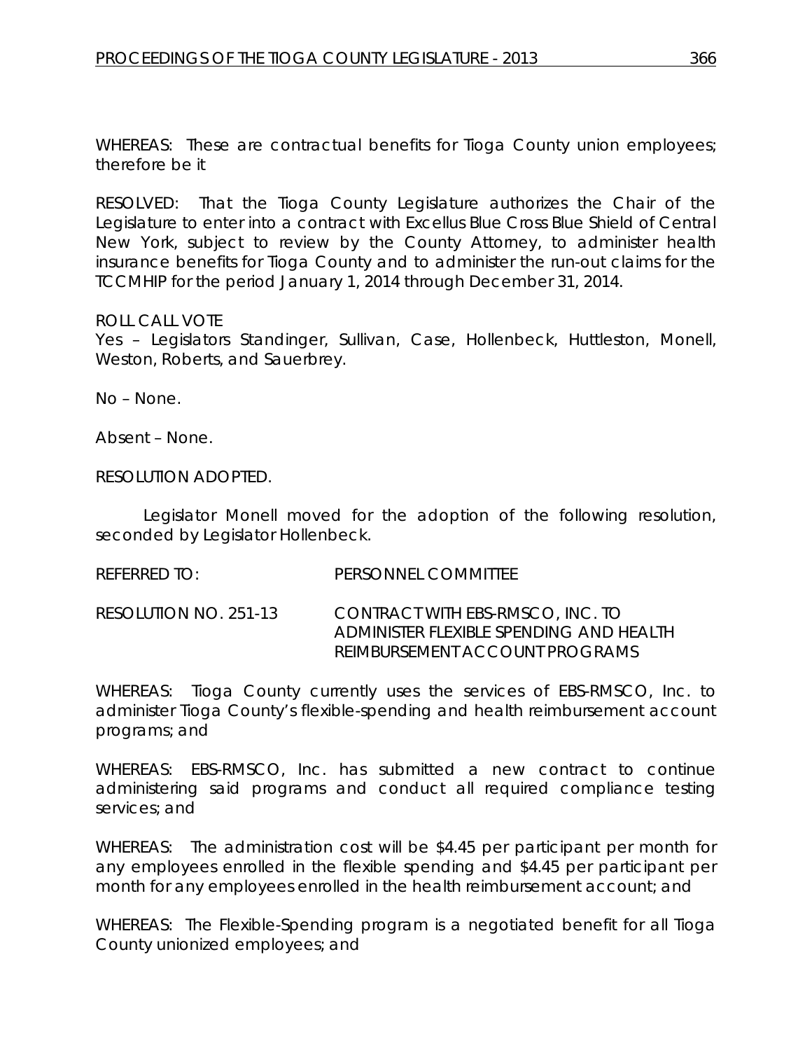WHEREAS: These are contractual benefits for Tioga County union employees; therefore be it

RESOLVED: That the Tioga County Legislature authorizes the Chair of the Legislature to enter into a contract with Excellus Blue Cross Blue Shield of Central New York, subject to review by the County Attorney, to administer health insurance benefits for Tioga County and to administer the run-out claims for the TCCMHIP for the period January 1, 2014 through December 31, 2014.

ROLL CALL VOTE
Yes – Legislators Standinger, Sullivan, Case, Hollenbeck, Huttleston, Monell, Weston, Roberts, and Sauerbrey.

No – None.

Absent – None.

RESOLUTION ADOPTED.

Legislator Monell moved for the adoption of the following resolution, seconded by Legislator Hollenbeck.

REFERRED TO: PERSONNEL COMMITTEE

RESOLUTION NO. 251-13 CONTRACT WITH EBS-RMSCO, INC. TO ADMINISTER FLEXIBLE SPENDING AND HEALTH REIMBURSEMENT ACCOUNT PROGRAMS

WHEREAS: Tioga County currently uses the services of EBS-RMSCO, Inc. to administer Tioga County's flexible-spending and health reimbursement account programs; and

WHEREAS: EBS-RMSCO, Inc. has submitted a new contract to continue administering said programs and conduct all required compliance testing services; and

WHEREAS: The administration cost will be $4.45 per participant per month for any employees enrolled in the flexible spending and $4.45 per participant per month for any employees enrolled in the health reimbursement account; and

WHEREAS: The Flexible-Spending program is a negotiated benefit for all Tioga County unionized employees; and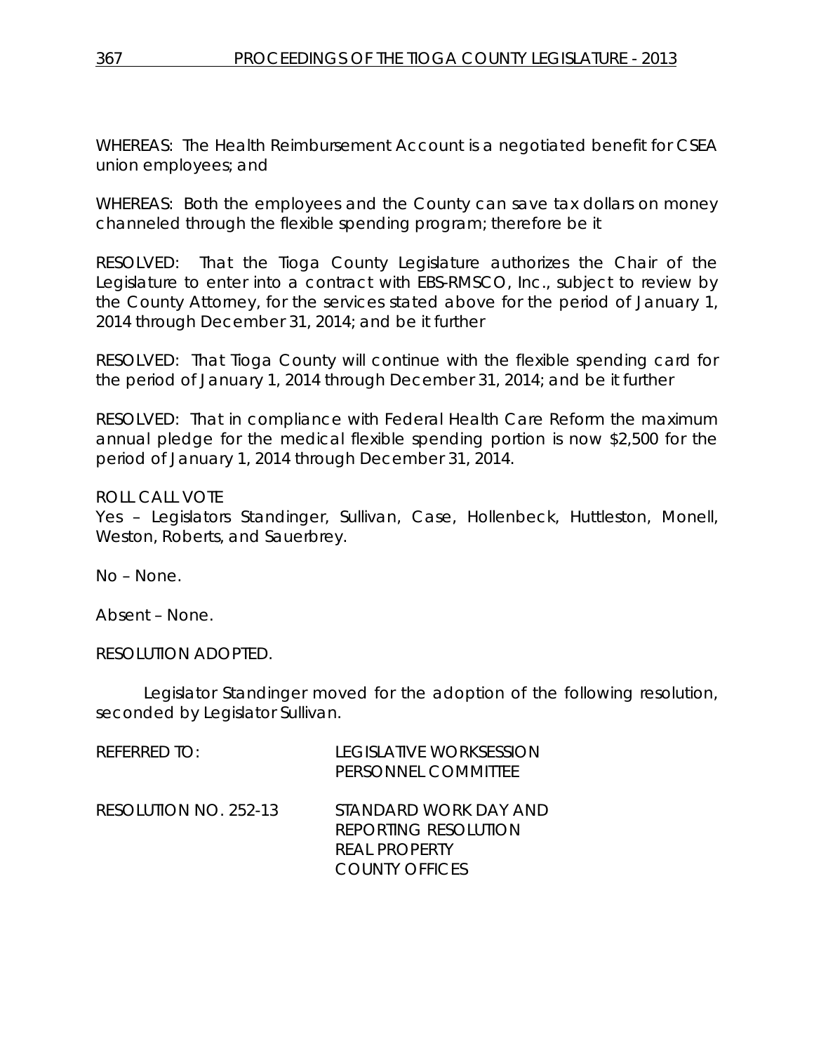WHEREAS: The Health Reimbursement Account is a negotiated benefit for CSEA union employees; and

WHEREAS: Both the employees and the County can save tax dollars on money channeled through the flexible spending program; therefore be it

RESOLVED: That the Tioga County Legislature authorizes the Chair of the Legislature to enter into a contract with EBS-RMSCO, Inc., subject to review by the County Attorney, for the services stated above for the period of January 1, 2014 through December 31, 2014; and be it further

RESOLVED: That Tioga County will continue with the flexible spending card for the period of January 1, 2014 through December 31, 2014; and be it further

RESOLVED: That in compliance with Federal Health Care Reform the maximum annual pledge for the medical flexible spending portion is now $2,500 for the period of January 1, 2014 through December 31, 2014.

ROLL CALL VOTE
Yes – Legislators Standinger, Sullivan, Case, Hollenbeck, Huttleston, Monell, Weston, Roberts, and Sauerbrey.

No – None.

Absent – None.

RESOLUTION ADOPTED.

Legislator Standinger moved for the adoption of the following resolution, seconded by Legislator Sullivan.

REFERRED TO: LEGISLATIVE WORKSESSION
PERSONNEL COMMITTEE

RESOLUTION NO. 252-13 STANDARD WORK DAY AND
REPORTING RESOLUTION
REAL PROPERTY
COUNTY OFFICES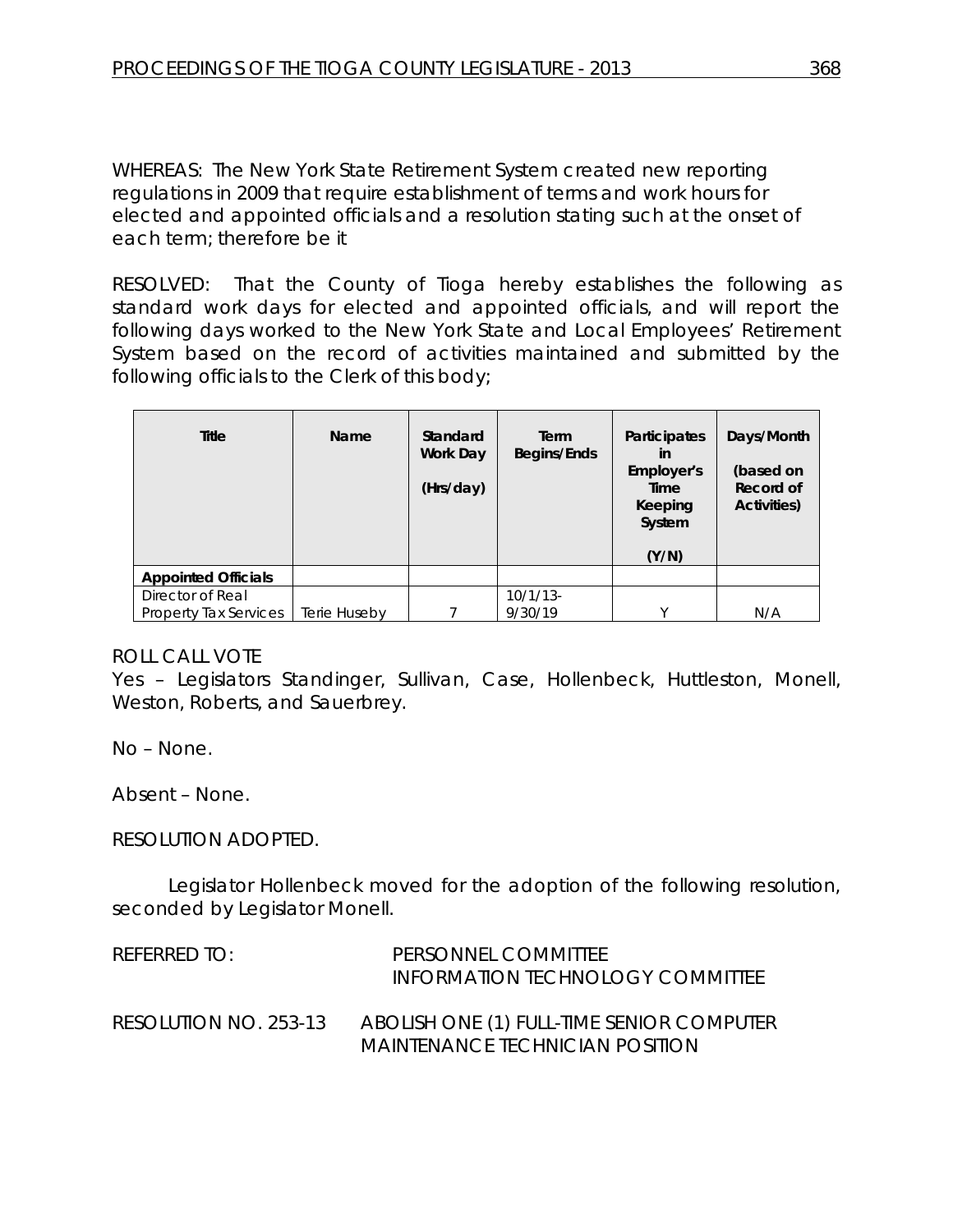WHEREAS: The New York State Retirement System created new reporting regulations in 2009 that require establishment of terms and work hours for elected and appointed officials and a resolution stating such at the onset of each term; therefore be it

RESOLVED: That the County of Tioga hereby establishes the following as standard work days for elected and appointed officials, and will report the following days worked to the New York State and Local Employees' Retirement System based on the record of activities maintained and submitted by the following officials to the Clerk of this body;

| Title | Name | Standard Work Day (Hrs/day) | Term Begins/Ends | Participates in Employer's Time Keeping System (Y/N) | Days/Month (based on Record of Activities) |
|---|---|---|---|---|---|
| **Appointed Officials** | | | | | |
| Director of Real Property Tax Services | Terie Huseby | 7 | 10/1/13-9/30/19 | Y | N/A |

ROLL CALL VOTE
Yes – Legislators Standinger, Sullivan, Case, Hollenbeck, Huttleston, Monell, Weston, Roberts, and Sauerbrey.

No – None.

Absent – None.

RESOLUTION ADOPTED.

Legislator Hollenbeck moved for the adoption of the following resolution, seconded by Legislator Monell.

REFERRED TO: PERSONNEL COMMITTEE
INFORMATION TECHNOLOGY COMMITTEE

RESOLUTION NO. 253-13 ABOLISH ONE (1) FULL-TIME SENIOR COMPUTER MAINTENANCE TECHNICIAN POSITION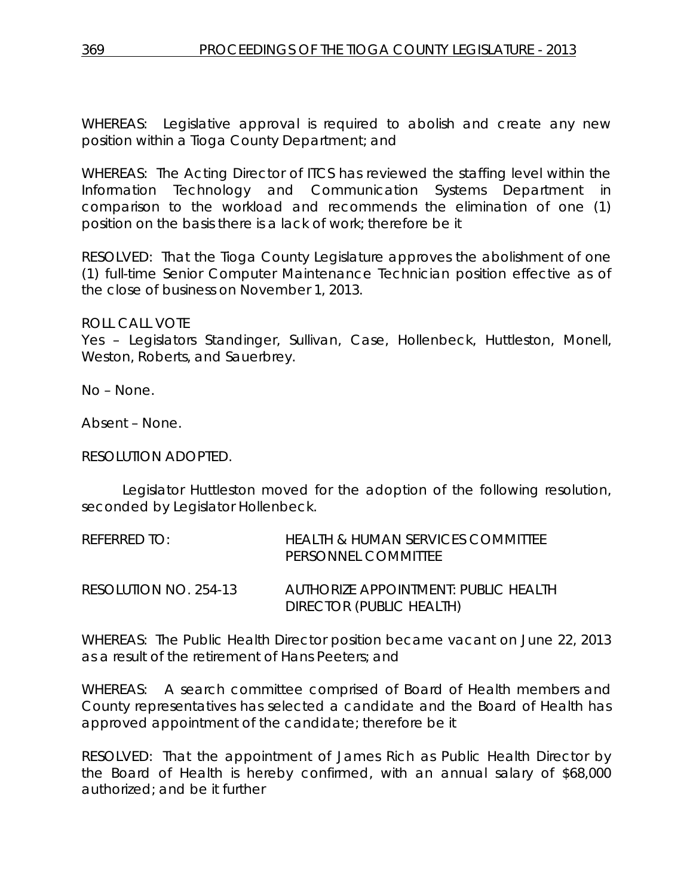WHEREAS: Legislative approval is required to abolish and create any new position within a Tioga County Department; and

WHEREAS: The Acting Director of ITCS has reviewed the staffing level within the Information Technology and Communication Systems Department in comparison to the workload and recommends the elimination of one (1) position on the basis there is a lack of work; therefore be it

RESOLVED: That the Tioga County Legislature approves the abolishment of one (1) full-time Senior Computer Maintenance Technician position effective as of the close of business on November 1, 2013.

ROLL CALL VOTE
Yes – Legislators Standinger, Sullivan, Case, Hollenbeck, Huttleston, Monell, Weston, Roberts, and Sauerbrey.

No – None.

Absent – None.

RESOLUTION ADOPTED.

Legislator Huttleston moved for the adoption of the following resolution, seconded by Legislator Hollenbeck.

REFERRED TO: HEALTH & HUMAN SERVICES COMMITTEE
PERSONNEL COMMITTEE

RESOLUTION NO. 254-13 AUTHORIZE APPOINTMENT: PUBLIC HEALTH DIRECTOR (PUBLIC HEALTH)

WHEREAS: The Public Health Director position became vacant on June 22, 2013 as a result of the retirement of Hans Peeters; and

WHEREAS: A search committee comprised of Board of Health members and County representatives has selected a candidate and the Board of Health has approved appointment of the candidate; therefore be it

RESOLVED: That the appointment of James Rich as Public Health Director by the Board of Health is hereby confirmed, with an annual salary of $68,000 authorized; and be it further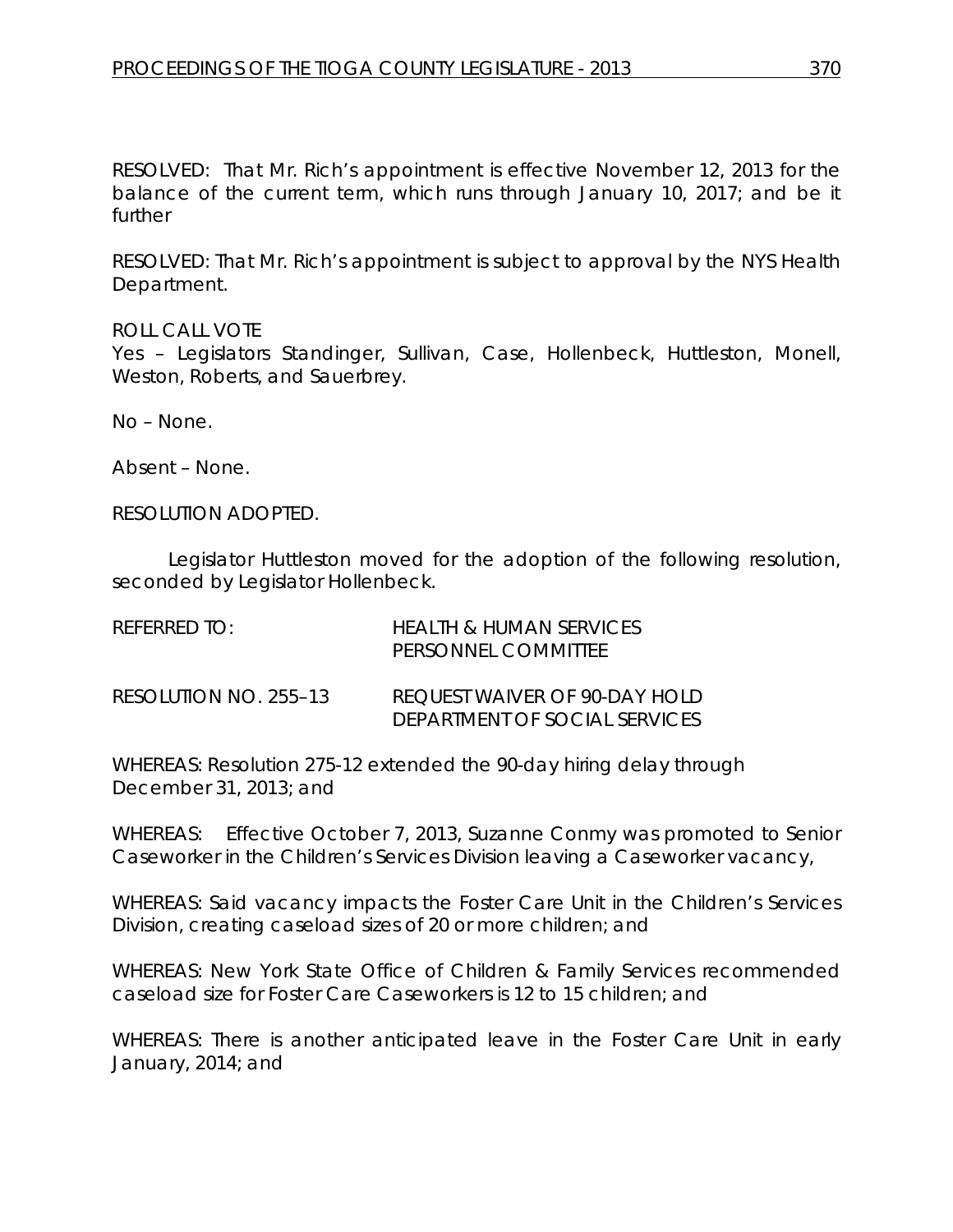RESOLVED: That Mr. Rich's appointment is effective November 12, 2013 for the balance of the current term, which runs through January 10, 2017; and be it further

RESOLVED: That Mr. Rich's appointment is subject to approval by the NYS Health Department.

ROLL CALL VOTE
Yes – Legislators Standinger, Sullivan, Case, Hollenbeck, Huttleston, Monell, Weston, Roberts, and Sauerbrey.

No – None.

Absent – None.

RESOLUTION ADOPTED.

Legislator Huttleston moved for the adoption of the following resolution, seconded by Legislator Hollenbeck.

REFERRED TO: HEALTH & HUMAN SERVICES
PERSONNEL COMMITTEE

RESOLUTION NO. 255–13 REQUEST WAIVER OF 90-DAY HOLD
DEPARTMENT OF SOCIAL SERVICES

WHEREAS: Resolution 275-12 extended the 90-day hiring delay through December 31, 2013; and

WHEREAS: Effective October 7, 2013, Suzanne Conmy was promoted to Senior Caseworker in the Children's Services Division leaving a Caseworker vacancy,

WHEREAS: Said vacancy impacts the Foster Care Unit in the Children's Services Division, creating caseload sizes of 20 or more children; and

WHEREAS: New York State Office of Children & Family Services recommended caseload size for Foster Care Caseworkers is 12 to 15 children; and

WHEREAS: There is another anticipated leave in the Foster Care Unit in early January, 2014; and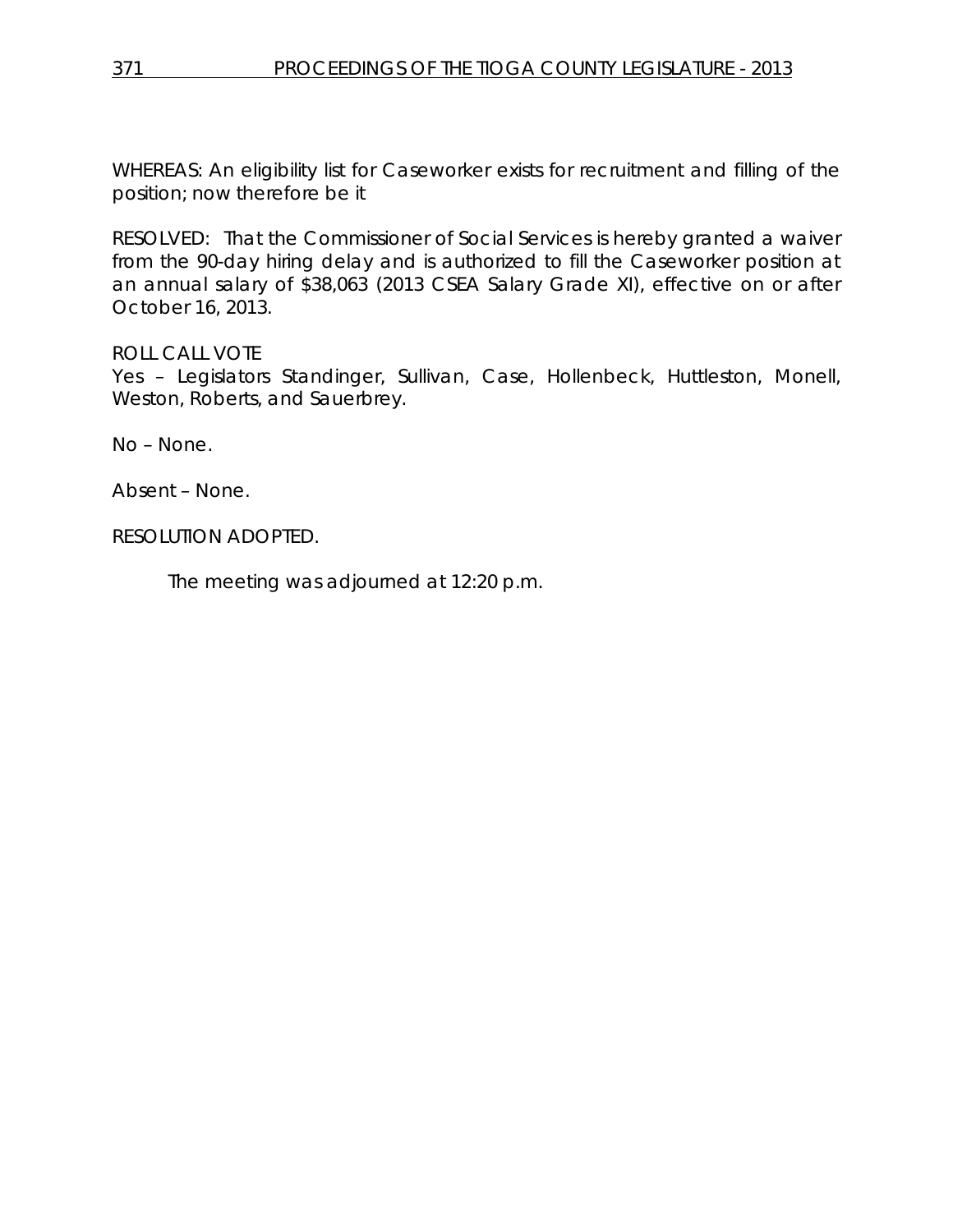WHEREAS: An eligibility list for Caseworker exists for recruitment and filling of the position; now therefore be it

RESOLVED: That the Commissioner of Social Services is hereby granted a waiver from the 90-day hiring delay and is authorized to fill the Caseworker position at an annual salary of $38,063 (2013 CSEA Salary Grade XI), effective on or after October 16, 2013.

ROLL CALL VOTE
Yes – Legislators Standinger, Sullivan, Case, Hollenbeck, Huttleston, Monell, Weston, Roberts, and Sauerbrey.

No – None.

Absent – None.

RESOLUTION ADOPTED.

The meeting was adjourned at 12:20 p.m.